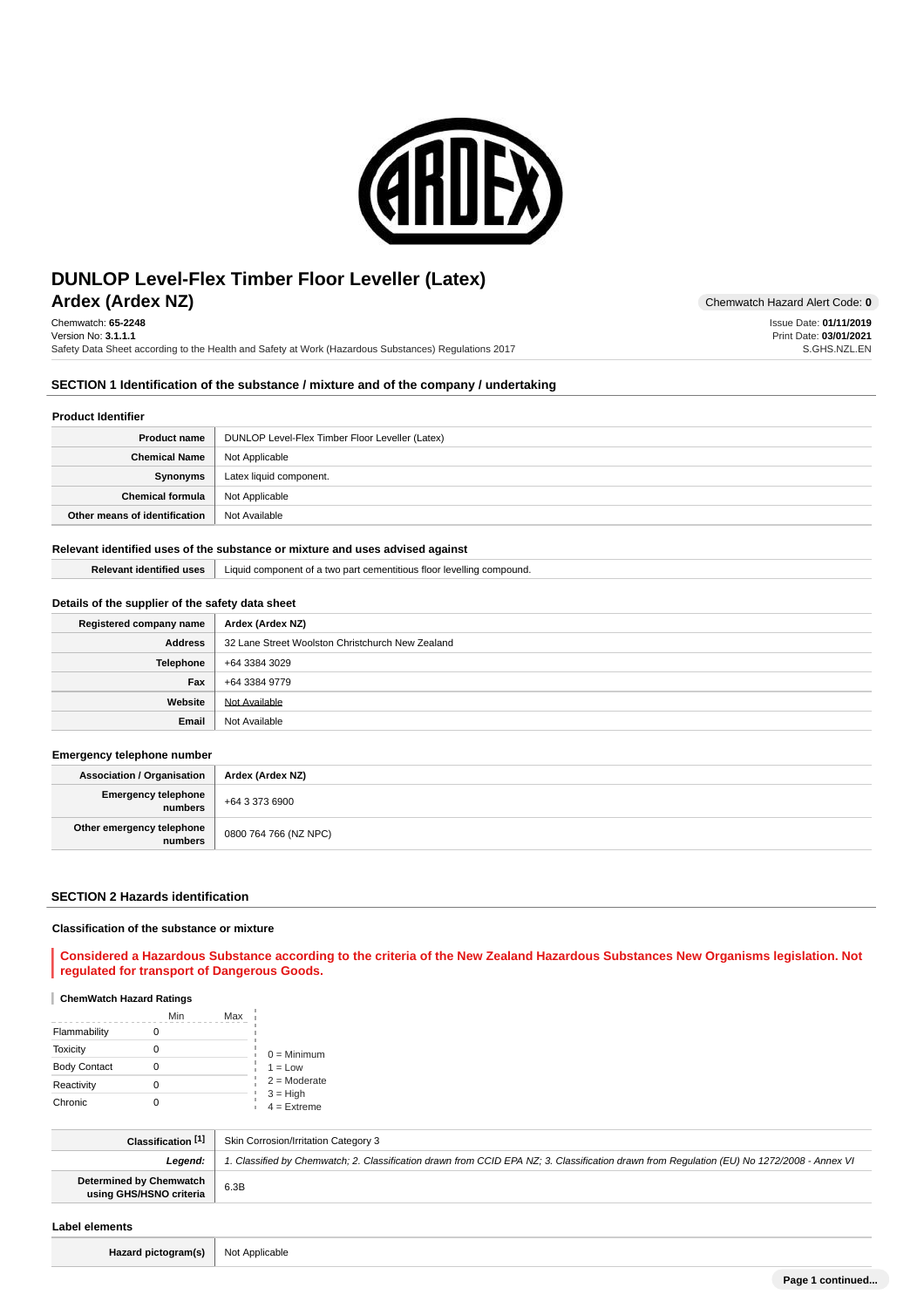# DUNLOP Level-Flex Timber Floor Leveller (Latex)
## Ardex (Ardex NZ)

Chemwatch Hazard Alert Code: **0**

Chemwatch: **65-2248**
Version No: **3.1.1.1**
Safety Data Sheet according to the Health and Safety at Work (Hazardous Substances) Regulations 2017

Issue Date: **01/11/2019**
Print Date: **03/01/2021**
S.GHS.NZL.EN

## SECTION 1 Identification of the substance / mixture and of the company / undertaking

### Product Identifier

| | |
|---|---|
| **Product name** | DUNLOP Level-Flex Timber Floor Leveller (Latex) |
| **Chemical Name** | Not Applicable |
| **Synonyms** | Latex liquid component. |
| **Chemical formula** | Not Applicable |
| **Other means of identification** | Not Available |

### Relevant identified uses of the substance or mixture and uses advised against

| | |
|---|---|
| **Relevant identified uses** | Liquid component of a two part cementitious floor levelling compound. |

### Details of the supplier of the safety data sheet

| | |
|---|---|
| **Registered company name** | **Ardex (Ardex NZ)** |
| **Address** | 32 Lane Street Woolston Christchurch New Zealand |
| **Telephone** | +64 3384 3029 |
| **Fax** | +64 3384 9779 |
| **Website** | Not Available |
| **Email** | Not Available |

### Emergency telephone number

| | |
|---|---|
| **Association / Organisation** | **Ardex (Ardex NZ)** |
| **Emergency telephone numbers** | +64 3 373 6900 |
| **Other emergency telephone numbers** | 0800 764 766 (NZ NPC) |

## SECTION 2 Hazards identification

### Classification of the substance or mixture

**Considered a Hazardous Substance according to the criteria of the New Zealand Hazardous Substances New Organisms legislation. Not regulated for transport of Dangerous Goods.**

**ChemWatch Hazard Ratings**

| | Min | Max |
|---|---|---|
| Flammability | 0 | |
| Toxicity | 0 | |
| Body Contact | 0 | |
| Reactivity | 0 | |
| Chronic | 0 | |

0 = Minimum
1 = Low
2 = Moderate
3 = High
4 = Extreme

| | |
|---|---|
| **Classification [1]** | Skin Corrosion/Irritation Category 3 |
| ***Legend:*** | *1. Classified by Chemwatch; 2. Classification drawn from CCID EPA NZ; 3. Classification drawn from Regulation (EU) No 1272/2008 - Annex VI* |
| **Determined by Chemwatch using GHS/HSNO criteria** | 6.3B |

### Label elements

| | |
|---|---|
| **Hazard pictogram(s)** | Not Applicable |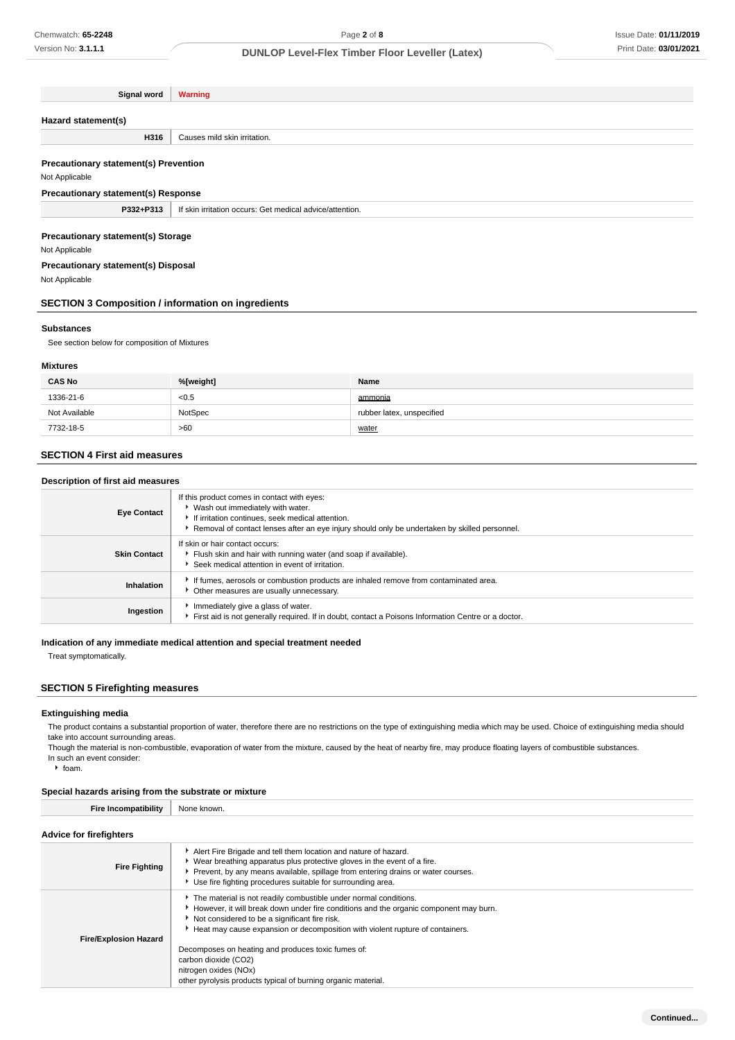| Signal word | Warning |
| --- | --- |

### Hazard statement(s)

| H316 | Causes mild skin irritation. |
| --- | --- |

### Precautionary statement(s) Prevention

Not Applicable

### Precautionary statement(s) Response

| P332+P313 | If skin irritation occurs: Get medical advice/attention. |
| --- | --- |

### Precautionary statement(s) Storage

Not Applicable

### Precautionary statement(s) Disposal

Not Applicable

## SECTION 3 Composition / information on ingredients

### Substances

See section below for composition of Mixtures

### Mixtures

| CAS No | %[weight] | Name |
| --- | --- | --- |
| 1336-21-6 | <0.5 | ammonia |
| Not Available | NotSpec | rubber latex, unspecified |
| 7732-18-5 | >60 | water |

## SECTION 4 First aid measures

### Description of first aid measures

| | |
| --- | --- |
| Eye Contact | If this product comes in contact with eyes:<br>- Wash out immediately with water.<br>- If irritation continues, seek medical attention.<br>- Removal of contact lenses after an eye injury should only be undertaken by skilled personnel. |
| Skin Contact | If skin or hair contact occurs:<br>- Flush skin and hair with running water (and soap if available).<br>- Seek medical attention in event of irritation. |
| Inhalation | - If fumes, aerosols or combustion products are inhaled remove from contaminated area.<br>- Other measures are usually unnecessary. |
| Ingestion | - Immediately give a glass of water.<br>- First aid is not generally required. If in doubt, contact a Poisons Information Centre or a doctor. |

### Indication of any immediate medical attention and special treatment needed

Treat symptomatically.

## SECTION 5 Firefighting measures

### Extinguishing media

The product contains a substantial proportion of water, therefore there are no restrictions on the type of extinguishing media which may be used. Choice of extinguishing media should take into account surrounding areas.
Though the material is non-combustible, evaporation of water from the mixture, caused by the heat of nearby fire, may produce floating layers of combustible substances.
In such an event consider:

- foam.

### Special hazards arising from the substrate or mixture

| Fire Incompatibility | None known. |
| --- | --- |

### Advice for firefighters

| | |
| --- | --- |
| Fire Fighting | - Alert Fire Brigade and tell them location and nature of hazard.<br>- Wear breathing apparatus plus protective gloves in the event of a fire.<br>- Prevent, by any means available, spillage from entering drains or water courses.<br>- Use fire fighting procedures suitable for surrounding area. |
| Fire/Explosion Hazard | - The material is not readily combustible under normal conditions.<br>- However, it will break down under fire conditions and the organic component may burn.<br>- Not considered to be a significant fire risk.<br>- Heat may cause expansion or decomposition with violent rupture of containers.<br><br>Decomposes on heating and produces toxic fumes of:<br>carbon dioxide ($CO_2$)<br>nitrogen oxides ($NO_x$)<br>other pyrolysis products typical of burning organic material. |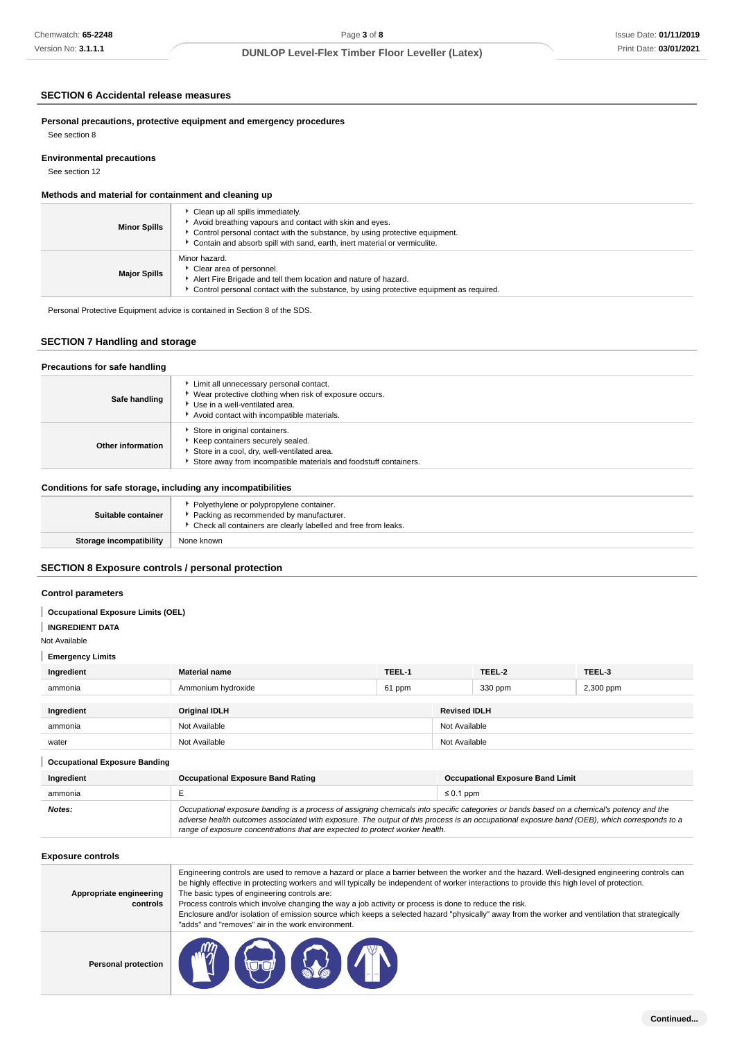## SECTION 6 Accidental release measures

### Personal precautions, protective equipment and emergency procedures

See section 8

### Environmental precautions

See section 12

### Methods and material for containment and cleaning up

| | |
|---|---|
| **Minor Spills** | ‣ Clean up all spills immediately.<br>‣ Avoid breathing vapours and contact with skin and eyes.<br>‣ Control personal contact with the substance, by using protective equipment.<br>‣ Contain and absorb spill with sand, earth, inert material or vermiculite. |
| **Major Spills** | Minor hazard.<br>‣ Clear area of personnel.<br>‣ Alert Fire Brigade and tell them location and nature of hazard.<br>‣ Control personal contact with the substance, by using protective equipment as required. |

Personal Protective Equipment advice is contained in Section 8 of the SDS.

## SECTION 7 Handling and storage

### Precautions for safe handling

| | |
|---|---|
| **Safe handling** | ‣ Limit all unnecessary personal contact.<br>‣ Wear protective clothing when risk of exposure occurs.<br>‣ Use in a well-ventilated area.<br>‣ Avoid contact with incompatible materials. |
| **Other information** | ‣ Store in original containers.<br>‣ Keep containers securely sealed.<br>‣ Store in a cool, dry, well-ventilated area.<br>‣ Store away from incompatible materials and foodstuff containers. |

### Conditions for safe storage, including any incompatibilities

| | |
|---|---|
| **Suitable container** | ‣ Polyethylene or polypropylene container.<br>‣ Packing as recommended by manufacturer.<br>‣ Check all containers are clearly labelled and free from leaks. |
| **Storage incompatibility** | None known |

## SECTION 8 Exposure controls / personal protection

### Control parameters

**Occupational Exposure Limits (OEL)**

**INGREDIENT DATA**

Not Available

**Emergency Limits**

| Ingredient | Material name | TEEL-1 | TEEL-2 | TEEL-3 |
|---|---|---|---|---|
| ammonia | Ammonium hydroxide | 61 ppm | 330 ppm | 2,300 ppm |

| Ingredient | Original IDLH | Revised IDLH |
|---|---|---|
| ammonia | Not Available | Not Available |
| water | Not Available | Not Available |

**Occupational Exposure Banding**

| Ingredient | Occupational Exposure Band Rating | Occupational Exposure Band Limit |
|---|---|---|
| ammonia | E | ≤ 0.1 ppm |
| ***Notes:*** | *Occupational exposure banding is a process of assigning chemicals into specific categories or bands based on a chemical's potency and the adverse health outcomes associated with exposure. The output of this process is an occupational exposure band (OEB), which corresponds to a range of exposure concentrations that are expected to protect worker health.* | |

### Exposure controls

| | |
|---|---|
| **Appropriate engineering controls** | Engineering controls are used to remove a hazard or place a barrier between the worker and the hazard. Well-designed engineering controls can be highly effective in protecting workers and will typically be independent of worker interactions to provide this high level of protection.<br>The basic types of engineering controls are:<br>Process controls which involve changing the way a job activity or process is done to reduce the risk.<br>Enclosure and/or isolation of emission source which keeps a selected hazard "physically" away from the worker and ventilation that strategically "adds" and "removes" air in the work environment. |
| **Personal protection** | |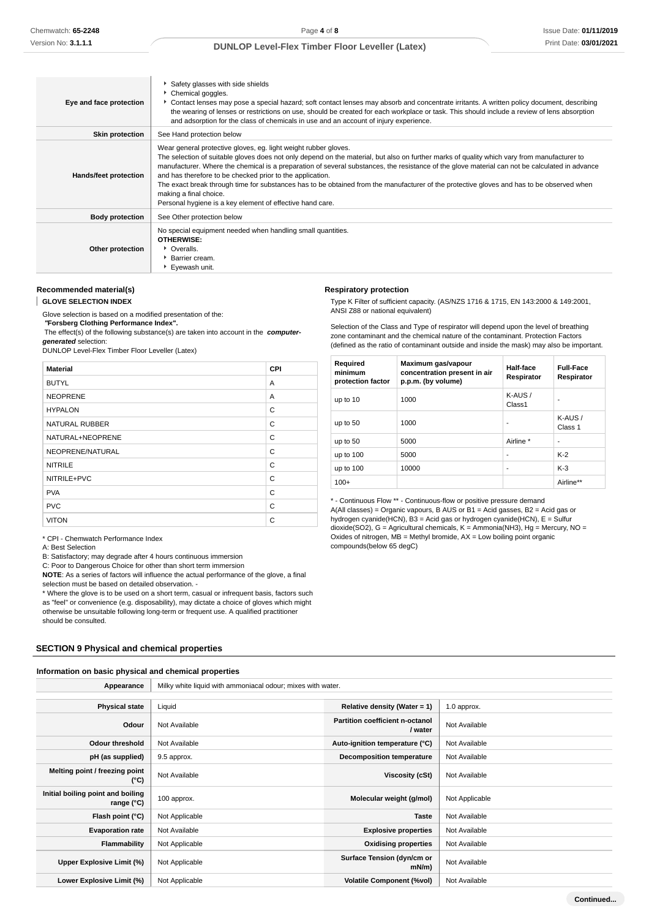| | |
|---|---|
| **Eye and face protection** | ▸ Safety glasses with side shields<br>▸ Chemical goggles.<br>▸ Contact lenses may pose a special hazard; soft contact lenses may absorb and concentrate irritants. A written policy document, describing the wearing of lenses or restrictions on use, should be created for each workplace or task. This should include a review of lens absorption and adsorption for the class of chemicals in use and an account of injury experience. |
| **Skin protection** | See Hand protection below |
| **Hands/feet protection** | Wear general protective gloves, eg. light weight rubber gloves.<br>The selection of suitable gloves does not only depend on the material, but also on further marks of quality which vary from manufacturer to manufacturer. Where the chemical is a preparation of several substances, the resistance of the glove material can not be calculated in advance and has therefore to be checked prior to the application.<br>The exact break through time for substances has to be obtained from the manufacturer of the protective gloves and has to be observed when making a final choice.<br>Personal hygiene is a key element of effective hand care. |
| **Body protection** | See Other protection below |
| **Other protection** | No special equipment needed when handling small quantities.<br>**OTHERWISE:**<br>▸ Overalls.<br>▸ Barrier cream.<br>▸ Eyewash unit. |

### Recommended material(s)

**GLOVE SELECTION INDEX**

Glove selection is based on a modified presentation of the:
***"*Forsberg Clothing Performance Index".**
The effect(s) of the following substance(s) are taken into account in the ***computer-generated*** selection:
DUNLOP Level-Flex Timber Floor Leveller (Latex)

| Material | CPI |
|---|---|
| BUTYL | A |
| NEOPRENE | A |
| HYPALON | C |
| NATURAL RUBBER | C |
| NATURAL+NEOPRENE | C |
| NEOPRENE/NATURAL | C |
| NITRILE | C |
| NITRILE+PVC | C |
| PVA | C |
| PVC | C |
| VITON | C |

* CPI - Chemwatch Performance Index
A: Best Selection
B: Satisfactory; may degrade after 4 hours continuous immersion
C: Poor to Dangerous Choice for other than short term immersion
**NOTE**: As a series of factors will influence the actual performance of the glove, a final selection must be based on detailed observation. -
* Where the glove is to be used on a short term, casual or infrequent basis, factors such as "feel" or convenience (e.g. disposability), may dictate a choice of gloves which might otherwise be unsuitable following long-term or frequent use. A qualified practitioner should be consulted.

### Respiratory protection

Type K Filter of sufficient capacity. (AS/NZS 1716 & 1715, EN 143:2000 & 149:2001, ANSI Z88 or national equivalent)

Selection of the Class and Type of respirator will depend upon the level of breathing zone contaminant and the chemical nature of the contaminant. Protection Factors (defined as the ratio of contaminant outside and inside the mask) may also be important.

| Required minimum protection factor | Maximum gas/vapour concentration present in air p.p.m. (by volume) | Half-face Respirator | Full-Face Respirator |
|---|---|---|---|
| up to 10 | 1000 | K-AUS / Class1 | - |
| up to 50 | 1000 | - | K-AUS / Class 1 |
| up to 50 | 5000 | Airline * | - |
| up to 100 | 5000 | - | K-2 |
| up to 100 | 10000 | - | K-3 |
| 100+ | | | Airline** |

* - Continuous Flow ** - Continuous-flow or positive pressure demand
A(All classes) = Organic vapours, B AUS or B1 = Acid gasses, B2 = Acid gas or hydrogen cyanide(HCN), B3 = Acid gas or hydrogen cyanide(HCN), E = Sulfur dioxide(SO2), G = Agricultural chemicals, K = Ammonia(NH3), Hg = Mercury, NO = Oxides of nitrogen, MB = Methyl bromide, AX = Low boiling point organic compounds(below 65 degC)

## SECTION 9 Physical and chemical properties

### Information on basic physical and chemical properties

| | | | |
|---|---|---|---|
| **Appearance** | Milky white liquid with ammoniacal odour; mixes with water. | | |
| **Physical state** | Liquid | **Relative density (Water = 1)** | 1.0 approx. |
| **Odour** | Not Available | **Partition coefficient n-octanol / water** | Not Available |
| **Odour threshold** | Not Available | **Auto-ignition temperature (°C)** | Not Available |
| **pH (as supplied)** | 9.5 approx. | **Decomposition temperature** | Not Available |
| **Melting point / freezing point (°C)** | Not Available | **Viscosity (cSt)** | Not Available |
| **Initial boiling point and boiling range (°C)** | 100 approx. | **Molecular weight (g/mol)** | Not Applicable |
| **Flash point (°C)** | Not Applicable | **Taste** | Not Available |
| **Evaporation rate** | Not Available | **Explosive properties** | Not Available |
| **Flammability** | Not Applicable | **Oxidising properties** | Not Available |
| **Upper Explosive Limit (%)** | Not Applicable | **Surface Tension (dyn/cm or mN/m)** | Not Available |
| **Lower Explosive Limit (%)** | Not Applicable | **Volatile Component (%vol)** | Not Available |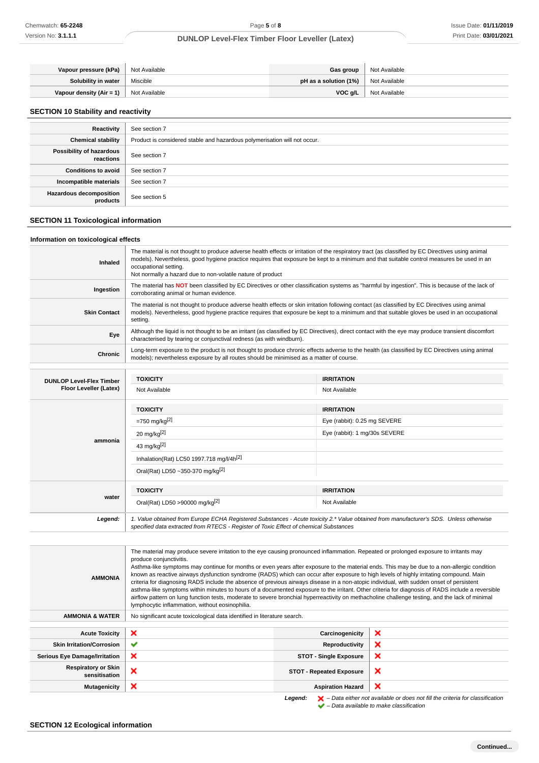| | | | |
|---|---|---|---|
| **Vapour pressure (kPa)** | Not Available | **Gas group** | Not Available |
| **Solubility in water** | Miscible | **pH as a solution (1%)** | Not Available |
| **Vapour density (Air = 1)** | Not Available | **VOC g/L** | Not Available |

## SECTION 10 Stability and reactivity

| | |
|---|---|
| **Reactivity** | See section 7 |
| **Chemical stability** | Product is considered stable and hazardous polymerisation will not occur. |
| **Possibility of hazardous reactions** | See section 7 |
| **Conditions to avoid** | See section 7 |
| **Incompatible materials** | See section 7 |
| **Hazardous decomposition products** | See section 5 |

## SECTION 11 Toxicological information

### Information on toxicological effects

| | |
|---|---|
| **Inhaled** | The material is not thought to produce adverse health effects or irritation of the respiratory tract (as classified by EC Directives using animal models). Nevertheless, good hygiene practice requires that exposure be kept to a minimum and that suitable control measures be used in an occupational setting.<br>Not normally a hazard due to non-volatile nature of product |
| **Ingestion** | The material has **NOT** been classified by EC Directives or other classification systems as "harmful by ingestion". This is because of the lack of corroborating animal or human evidence. |
| **Skin Contact** | The material is not thought to produce adverse health effects or skin irritation following contact (as classified by EC Directives using animal models). Nevertheless, good hygiene practice requires that exposure be kept to a minimum and that suitable gloves be used in an occupational setting. |
| **Eye** | Although the liquid is not thought to be an irritant (as classified by EC Directives), direct contact with the eye may produce transient discomfort characterised by tearing or conjunctival redness (as with windburn). |
| **Chronic** | Long-term exposure to the product is not thought to produce chronic effects adverse to the health (as classified by EC Directives using animal models); nevertheless exposure by all routes should be minimised as a matter of course. |

| | TOXICITY | IRRITATION |
|---|---|---|
| **DUNLOP Level-Flex Timber Floor Leveller (Latex)** | Not Available | Not Available |
| **ammonia** | **TOXICITY** | **IRRITATION** |
| | =750 mg/kg[2] | Eye (rabbit): 0.25 mg SEVERE |
| | 20 mg/kg[2] | Eye (rabbit): 1 mg/30s SEVERE |
| | 43 mg/kg[2] | |
| | Inhalation(Rat) LC50 1997.718 mg/l/4h[2] | |
| | Oral(Rat) LD50 ~350-370 mg/kg[2] | |
| **water** | **TOXICITY** | **IRRITATION** |
| | Oral(Rat) LD50 >90000 mg/kg[2] | Not Available |
| ***Legend:*** | *1. Value obtained from Europe ECHA Registered Substances - Acute toxicity 2.* Value obtained from manufacturer's SDS. Unless otherwise specified data extracted from RTECS - Register of Toxic Effect of chemical Substances* | |

| | |
|---|---|
| **AMMONIA** | The material may produce severe irritation to the eye causing pronounced inflammation. Repeated or prolonged exposure to irritants may produce conjunctivitis.<br>Asthma-like symptoms may continue for months or even years after exposure to the material ends. This may be due to a non-allergic condition known as reactive airways dysfunction syndrome (RADS) which can occur after exposure to high levels of highly irritating compound. Main criteria for diagnosing RADS include the absence of previous airways disease in a non-atopic individual, with sudden onset of persistent asthma-like symptoms within minutes to hours of a documented exposure to the irritant. Other criteria for diagnosis of RADS include a reversible airflow pattern on lung function tests, moderate to severe bronchial hyperreactivity on methacholine challenge testing, and the lack of minimal lymphocytic inflammation, without eosinophilia. |
| **AMMONIA & WATER** | No significant acute toxicological data identified in literature search. |

| | | | |
|---|---|---|---|
| **Acute Toxicity** | ✘ | **Carcinogenicity** | ✘ |
| **Skin Irritation/Corrosion** | ✔ | **Reproductivity** | ✘ |
| **Serious Eye Damage/Irritation** | ✘ | **STOT - Single Exposure** | ✘ |
| **Respiratory or Skin sensitisation** | ✘ | **STOT - Repeated Exposure** | ✘ |
| **Mutagenicity** | ✘ | **Aspiration Hazard** | ✘ |

***Legend:*** ✘ *– Data either not available or does not fill the criteria for classification*
✔ *– Data available to make classification*

## SECTION 12 Ecological information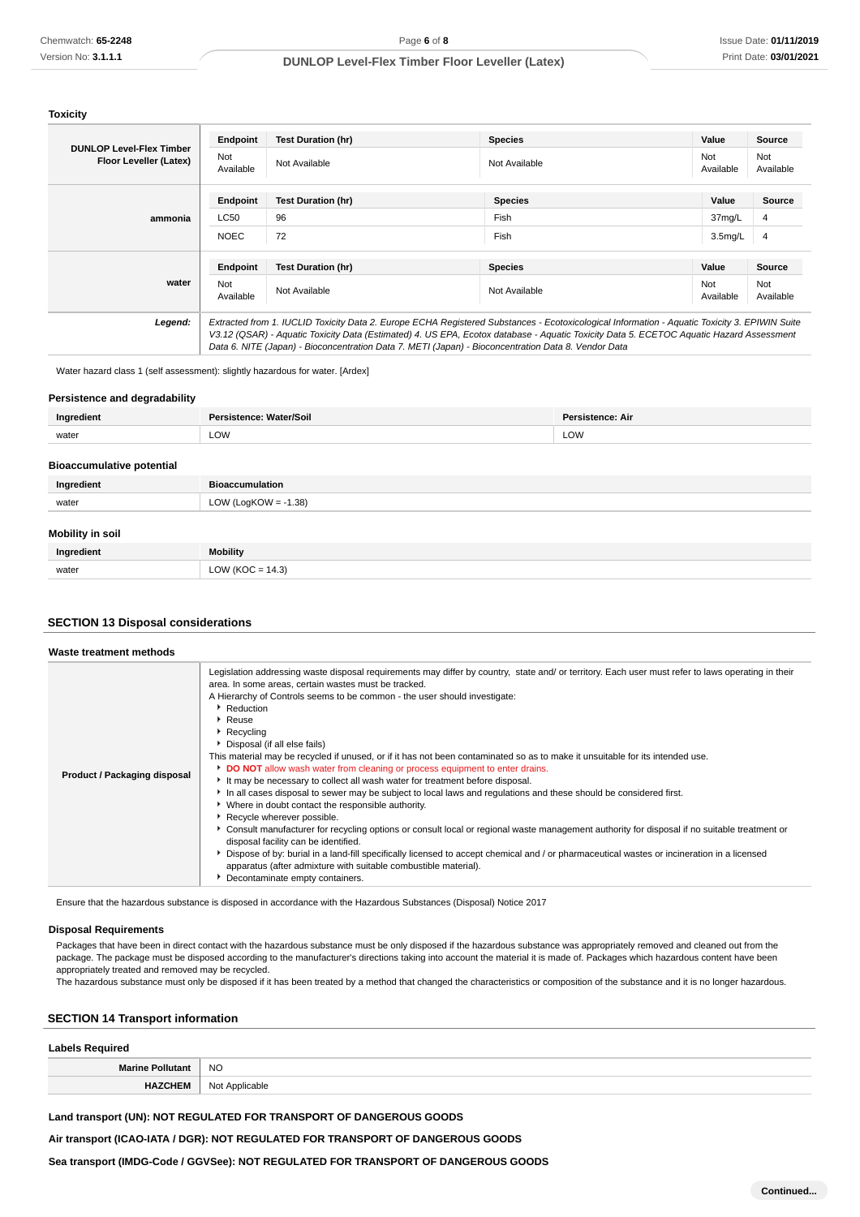### Toxicity

| | Endpoint | Test Duration (hr) | Species | Value | Source |
|---|---|---|---|---|---|
| **DUNLOP Level-Flex Timber Floor Leveller (Latex)** | Not Available | Not Available | Not Available | Not Available | Not Available |
| **ammonia** | **Endpoint** | **Test Duration (hr)** | **Species** | **Value** | **Source** |
| | LC50 | 96 | Fish | 37mg/L | 4 |
| | NOEC | 72 | Fish | 3.5mg/L | 4 |
| **water** | **Endpoint** | **Test Duration (hr)** | **Species** | **Value** | **Source** |
| | Not Available | Not Available | Not Available | Not Available | Not Available |
| ***Legend:*** | *Extracted from 1. IUCLID Toxicity Data 2. Europe ECHA Registered Substances - Ecotoxicological Information - Aquatic Toxicity 3. EPIWIN Suite V3.12 (QSAR) - Aquatic Toxicity Data (Estimated) 4. US EPA, Ecotox database - Aquatic Toxicity Data 5. ECETOC Aquatic Hazard Assessment Data 6. NITE (Japan) - Bioconcentration Data 7. METI (Japan) - Bioconcentration Data 8. Vendor Data* | | | | |

Water hazard class 1 (self assessment): slightly hazardous for water. [Ardex]

### Persistence and degradability

| Ingredient | Persistence: Water/Soil | Persistence: Air |
|---|---|---|
| water | LOW | LOW |

### Bioaccumulative potential

| Ingredient | Bioaccumulation |
|---|---|
| water | LOW (LogKOW = -1.38) |

### Mobility in soil

| Ingredient | Mobility |
|---|---|
| water | LOW (KOC = 14.3) |

## SECTION 13 Disposal considerations

### Waste treatment methods

| | |
|---|---|
| **Product / Packaging disposal** | Legislation addressing waste disposal requirements may differ by country, state and/ or territory. Each user must refer to laws operating in their area. In some areas, certain wastes must be tracked.<br>A Hierarchy of Controls seems to be common - the user should investigate:<br>‣ Reduction<br>‣ Reuse<br>‣ Recycling<br>‣ Disposal (if all else fails)<br>This material may be recycled if unused, or if it has not been contaminated so as to make it unsuitable for its intended use.<br>‣ **DO NOT** allow wash water from cleaning or process equipment to enter drains.<br>‣ It may be necessary to collect all wash water for treatment before disposal.<br>‣ In all cases disposal to sewer may be subject to local laws and regulations and these should be considered first.<br>‣ Where in doubt contact the responsible authority.<br>‣ Recycle wherever possible.<br>‣ Consult manufacturer for recycling options or consult local or regional waste management authority for disposal if no suitable treatment or disposal facility can be identified.<br>‣ Dispose of by: burial in a land-fill specifically licensed to accept chemical and / or pharmaceutical wastes or incineration in a licensed apparatus (after admixture with suitable combustible material).<br>‣ Decontaminate empty containers. |

Ensure that the hazardous substance is disposed in accordance with the Hazardous Substances (Disposal) Notice 2017

### Disposal Requirements

Packages that have been in direct contact with the hazardous substance must be only disposed if the hazardous substance was appropriately removed and cleaned out from the package. The package must be disposed according to the manufacturer's directions taking into account the material it is made of. Packages which hazardous content have been appropriately treated and removed may be recycled.
The hazardous substance must only be disposed if it has been treated by a method that changed the characteristics or composition of the substance and it is no longer hazardous.

## SECTION 14 Transport information

### Labels Required

| | |
|---|---|
| **Marine Pollutant** | NO |
| **HAZCHEM** | Not Applicable |

**Land transport (UN): NOT REGULATED FOR TRANSPORT OF DANGEROUS GOODS**

**Air transport (ICAO-IATA / DGR): NOT REGULATED FOR TRANSPORT OF DANGEROUS GOODS**

**Sea transport (IMDG-Code / GGVSee): NOT REGULATED FOR TRANSPORT OF DANGEROUS GOODS**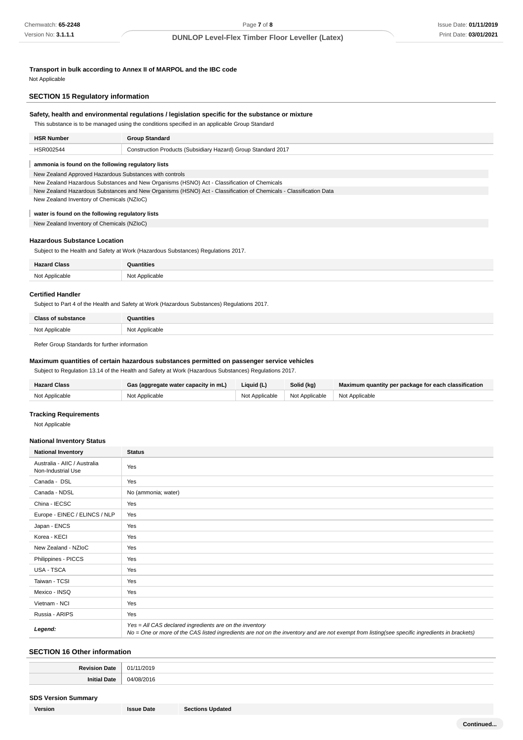**Transport in bulk according to Annex II of MARPOL and the IBC code**

Not Applicable

## SECTION 15 Regulatory information

**Safety, health and environmental regulations / legislation specific for the substance or mixture**

This substance is to be managed using the conditions specified in an applicable Group Standard

| HSR Number | Group Standard |
| --- | --- |
| HSR002544 | Construction Products (Subsidiary Hazard) Group Standard 2017 |

**ammonia is found on the following regulatory lists**

New Zealand Approved Hazardous Substances with controls
New Zealand Hazardous Substances and New Organisms (HSNO) Act - Classification of Chemicals
New Zealand Hazardous Substances and New Organisms (HSNO) Act - Classification of Chemicals - Classification Data
New Zealand Inventory of Chemicals (NZIoC)

**water is found on the following regulatory lists**

New Zealand Inventory of Chemicals (NZIoC)

### Hazardous Substance Location

Subject to the Health and Safety at Work (Hazardous Substances) Regulations 2017.

| Hazard Class | Quantities |
| --- | --- |
| Not Applicable | Not Applicable |

### Certified Handler

Subject to Part 4 of the Health and Safety at Work (Hazardous Substances) Regulations 2017.

| Class of substance | Quantities |
| --- | --- |
| Not Applicable | Not Applicable |

Refer Group Standards for further information

### Maximum quantities of certain hazardous substances permitted on passenger service vehicles

Subject to Regulation 13.14 of the Health and Safety at Work (Hazardous Substances) Regulations 2017.

| Hazard Class | Gas (aggregate water capacity in mL) | Liquid (L) | Solid (kg) | Maximum quantity per package for each classification |
| --- | --- | --- | --- | --- |
| Not Applicable | Not Applicable | Not Applicable | Not Applicable | Not Applicable |

### Tracking Requirements

Not Applicable

### National Inventory Status

| National Inventory | Status |
| --- | --- |
| Australia - AIIC / Australia Non-Industrial Use | Yes |
| Canada - DSL | Yes |
| Canada - NDSL | No (ammonia; water) |
| China - IECSC | Yes |
| Europe - EINEC / ELINCS / NLP | Yes |
| Japan - ENCS | Yes |
| Korea - KECI | Yes |
| New Zealand - NZIoC | Yes |
| Philippines - PICCS | Yes |
| USA - TSCA | Yes |
| Taiwan - TCSI | Yes |
| Mexico - INSQ | Yes |
| Vietnam - NCI | Yes |
| Russia - ARIPS | Yes |
| *Legend:* | *Yes = All CAS declared ingredients are on the inventory*<br>*No = One or more of the CAS listed ingredients are not on the inventory and are not exempt from listing(see specific ingredients in brackets)* |

## SECTION 16 Other information

| Revision Date | 01/11/2019 |
| --- | --- |
| Initial Date | 04/08/2016 |

### SDS Version Summary

| Version | Issue Date | Sections Updated |
| --- | --- | --- |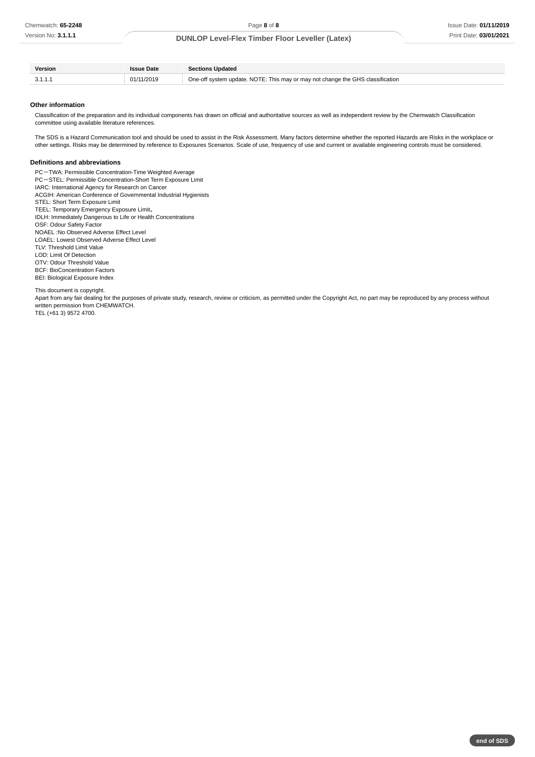| Version | Issue Date | Sections Updated |
|---|---|---|
| 3.1.1.1 | 01/11/2019 | One-off system update. NOTE: This may or may not change the GHS classification |

### Other information

Classification of the preparation and its individual components has drawn on official and authoritative sources as well as independent review by the Chemwatch Classification committee using available literature references.

The SDS is a Hazard Communication tool and should be used to assist in the Risk Assessment. Many factors determine whether the reported Hazards are Risks in the workplace or other settings. Risks may be determined by reference to Exposures Scenarios. Scale of use, frequency of use and current or available engineering controls must be considered.

### Definitions and abbreviations

PC－TWA: Permissible Concentration-Time Weighted Average
PC－STEL: Permissible Concentration-Short Term Exposure Limit
IARC: International Agency for Research on Cancer
ACGIH: American Conference of Governmental Industrial Hygienists
STEL: Short Term Exposure Limit
TEEL: Temporary Emergency Exposure Limit。
IDLH: Immediately Dangerous to Life or Health Concentrations
OSF: Odour Safety Factor
NOAEL :No Observed Adverse Effect Level
LOAEL: Lowest Observed Adverse Effect Level
TLV: Threshold Limit Value
LOD: Limit Of Detection
OTV: Odour Threshold Value
BCF: BioConcentration Factors
BEI: Biological Exposure Index

This document is copyright.
Apart from any fair dealing for the purposes of private study, research, review or criticism, as permitted under the Copyright Act, no part may be reproduced by any process without written permission from CHEMWATCH.
TEL (+61 3) 9572 4700.

**end of SDS**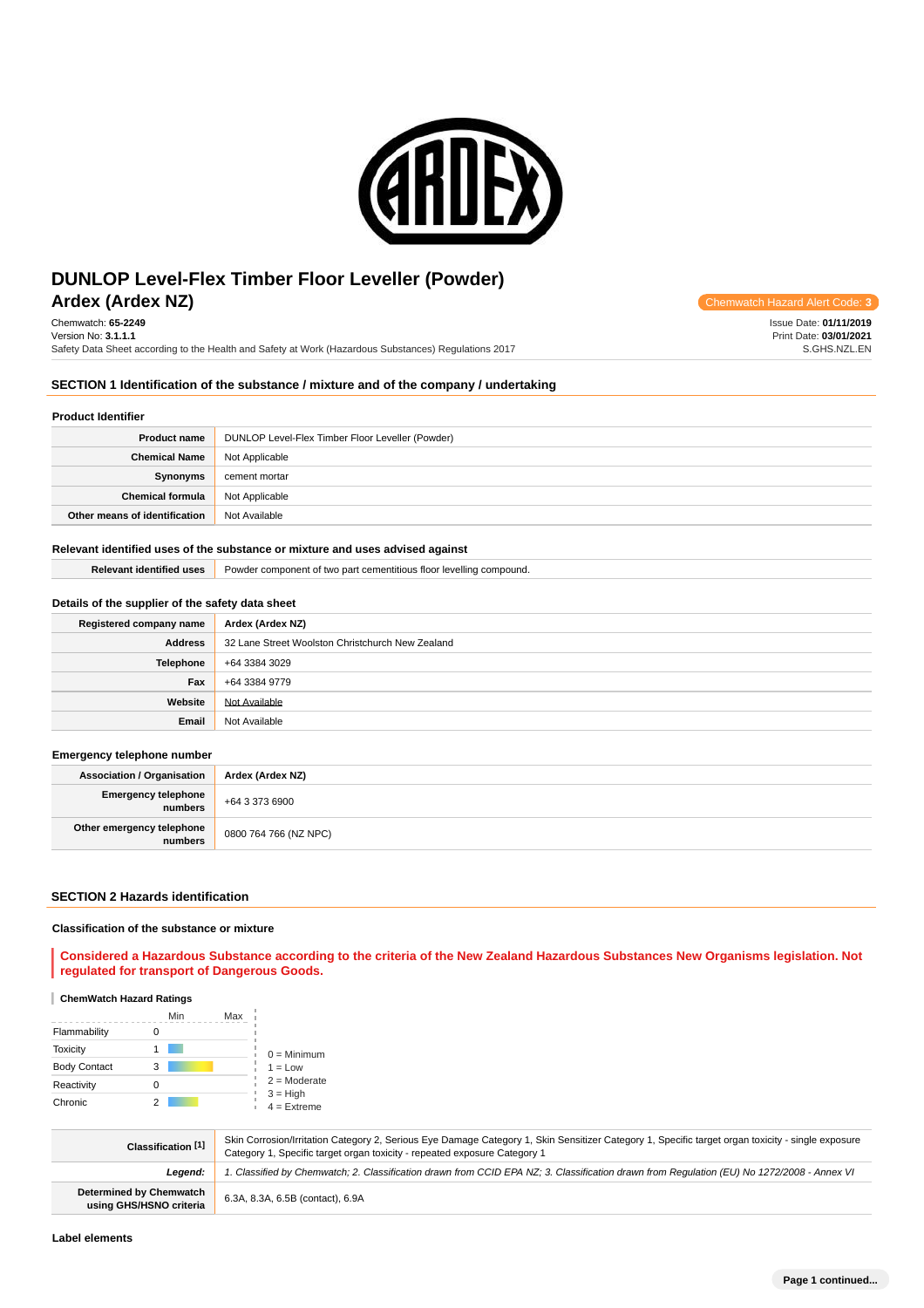# DUNLOP Level-Flex Timber Floor Leveller (Powder)

## Ardex (Ardex NZ)

Chemwatch Hazard Alert Code: **3**

Chemwatch: **65-2249**
Version No: **3.1.1.1**
Safety Data Sheet according to the Health and Safety at Work (Hazardous Substances) Regulations 2017

Issue Date: **01/11/2019**
Print Date: **03/01/2021**
S.GHS.NZL.EN

## SECTION 1 Identification of the substance / mixture and of the company / undertaking

### Product Identifier

| | |
|---|---|
| **Product name** | DUNLOP Level-Flex Timber Floor Leveller (Powder) |
| **Chemical Name** | Not Applicable |
| **Synonyms** | cement mortar |
| **Chemical formula** | Not Applicable |
| **Other means of identification** | Not Available |

### Relevant identified uses of the substance or mixture and uses advised against

| | |
|---|---|
| **Relevant identified uses** | Powder component of two part cementitious floor levelling compound. |

### Details of the supplier of the safety data sheet

| | |
|---|---|
| **Registered company name** | **Ardex (Ardex NZ)** |
| **Address** | 32 Lane Street Woolston Christchurch New Zealand |
| **Telephone** | +64 3384 3029 |
| **Fax** | +64 3384 9779 |
| **Website** | Not Available |
| **Email** | Not Available |

### Emergency telephone number

| | |
|---|---|
| **Association / Organisation** | **Ardex (Ardex NZ)** |
| **Emergency telephone numbers** | +64 3 373 6900 |
| **Other emergency telephone numbers** | 0800 764 766 (NZ NPC) |

## SECTION 2 Hazards identification

### Classification of the substance or mixture

**Considered a Hazardous Substance according to the criteria of the New Zealand Hazardous Substances New Organisms legislation. Not regulated for transport of Dangerous Goods.**

#### ChemWatch Hazard Ratings

| | Min | Max |
|---|---|---|
| Flammability | 0 | |
| Toxicity | 1 | |
| Body Contact | 3 | |
| Reactivity | 0 | |
| Chronic | 2 | |

0 = Minimum
1 = Low
2 = Moderate
3 = High
4 = Extreme

| | |
|---|---|
| **Classification [1]** | Skin Corrosion/Irritation Category 2, Serious Eye Damage Category 1, Skin Sensitizer Category 1, Specific target organ toxicity - single exposure Category 1, Specific target organ toxicity - repeated exposure Category 1 |
| ***Legend:*** | *1. Classified by Chemwatch; 2. Classification drawn from CCID EPA NZ; 3. Classification drawn from Regulation (EU) No 1272/2008 - Annex VI* |
| **Determined by Chemwatch using GHS/HSNO criteria** | 6.3A, 8.3A, 6.5B (contact), 6.9A |

### Label elements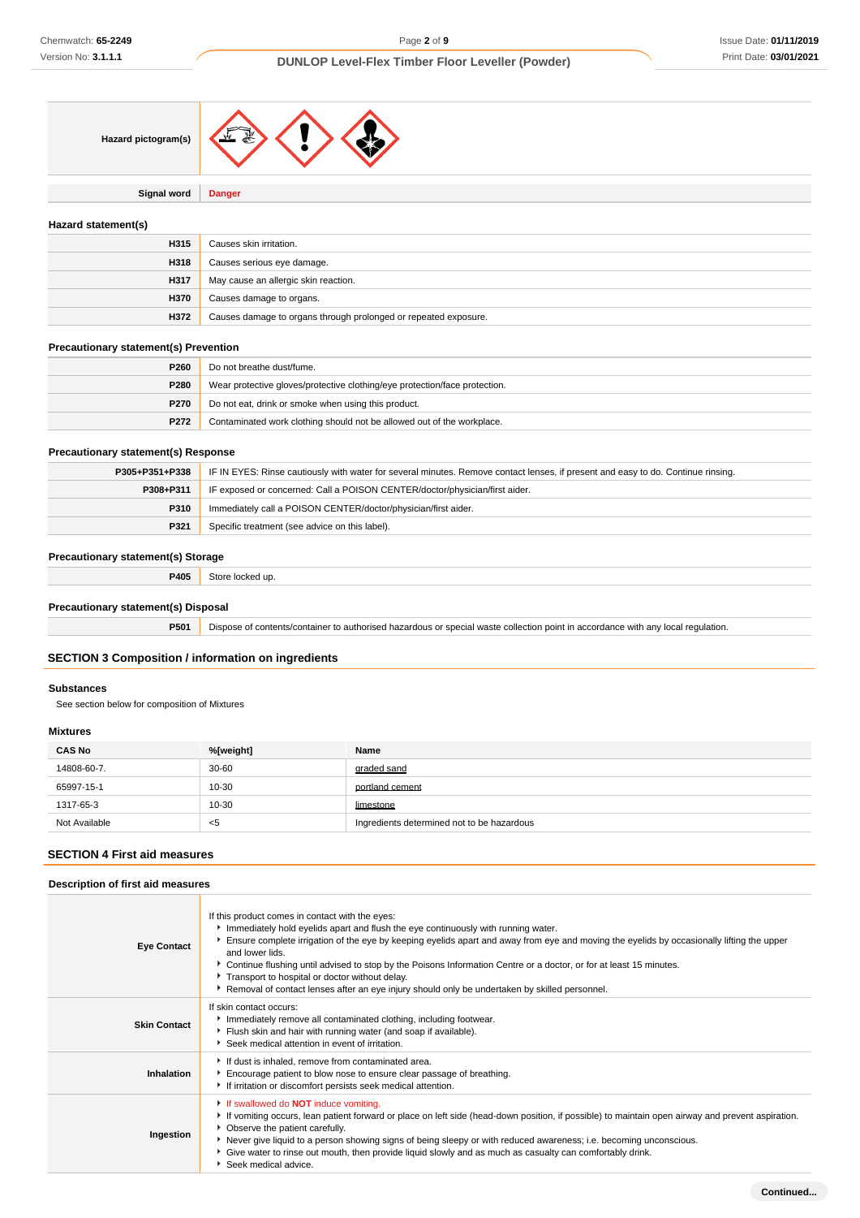| | |
|---|---|
| **Hazard pictogram(s)** | |
| **Signal word** | **Danger** |

### Hazard statement(s)

| | |
|---|---|
| **H315** | Causes skin irritation. |
| **H318** | Causes serious eye damage. |
| **H317** | May cause an allergic skin reaction. |
| **H370** | Causes damage to organs. |
| **H372** | Causes damage to organs through prolonged or repeated exposure. |

### Precautionary statement(s) Prevention

| | |
|---|---|
| **P260** | Do not breathe dust/fume. |
| **P280** | Wear protective gloves/protective clothing/eye protection/face protection. |
| **P270** | Do not eat, drink or smoke when using this product. |
| **P272** | Contaminated work clothing should not be allowed out of the workplace. |

### Precautionary statement(s) Response

| | |
|---|---|
| **P305+P351+P338** | IF IN EYES: Rinse cautiously with water for several minutes. Remove contact lenses, if present and easy to do. Continue rinsing. |
| **P308+P311** | IF exposed or concerned: Call a POISON CENTER/doctor/physician/first aider. |
| **P310** | Immediately call a POISON CENTER/doctor/physician/first aider. |
| **P321** | Specific treatment (see advice on this label). |

### Precautionary statement(s) Storage

| | |
|---|---|
| **P405** | Store locked up. |

### Precautionary statement(s) Disposal

| | |
|---|---|
| **P501** | Dispose of contents/container to authorised hazardous or special waste collection point in accordance with any local regulation. |

## SECTION 3 Composition / information on ingredients

### Substances

See section below for composition of Mixtures

### Mixtures

| CAS No | %[weight] | Name |
|---|---|---|
| 14808-60-7. | 30-60 | graded sand |
| 65997-15-1 | 10-30 | portland cement |
| 1317-65-3 | 10-30 | limestone |
| Not Available | <5 | Ingredients determined not to be hazardous |

## SECTION 4 First aid measures

### Description of first aid measures

| | |
|---|---|
| **Eye Contact** | If this product comes in contact with the eyes:<br>▸ Immediately hold eyelids apart and flush the eye continuously with running water.<br>▸ Ensure complete irrigation of the eye by keeping eyelids apart and away from eye and moving the eyelids by occasionally lifting the upper and lower lids.<br>▸ Continue flushing until advised to stop by the Poisons Information Centre or a doctor, or for at least 15 minutes.<br>▸ Transport to hospital or doctor without delay.<br>▸ Removal of contact lenses after an eye injury should only be undertaken by skilled personnel. |
| **Skin Contact** | If skin contact occurs:<br>▸ Immediately remove all contaminated clothing, including footwear.<br>▸ Flush skin and hair with running water (and soap if available).<br>▸ Seek medical attention in event of irritation. |
| **Inhalation** | ▸ If dust is inhaled, remove from contaminated area.<br>▸ Encourage patient to blow nose to ensure clear passage of breathing.<br>▸ If irritation or discomfort persists seek medical attention. |
| **Ingestion** | ▸ If swallowed do **NOT** induce vomiting.<br>▸ If vomiting occurs, lean patient forward or place on left side (head-down position, if possible) to maintain open airway and prevent aspiration.<br>▸ Observe the patient carefully.<br>▸ Never give liquid to a person showing signs of being sleepy or with reduced awareness; i.e. becoming unconscious.<br>▸ Give water to rinse out mouth, then provide liquid slowly and as much as casualty can comfortably drink.<br>▸ Seek medical advice. |

Continued...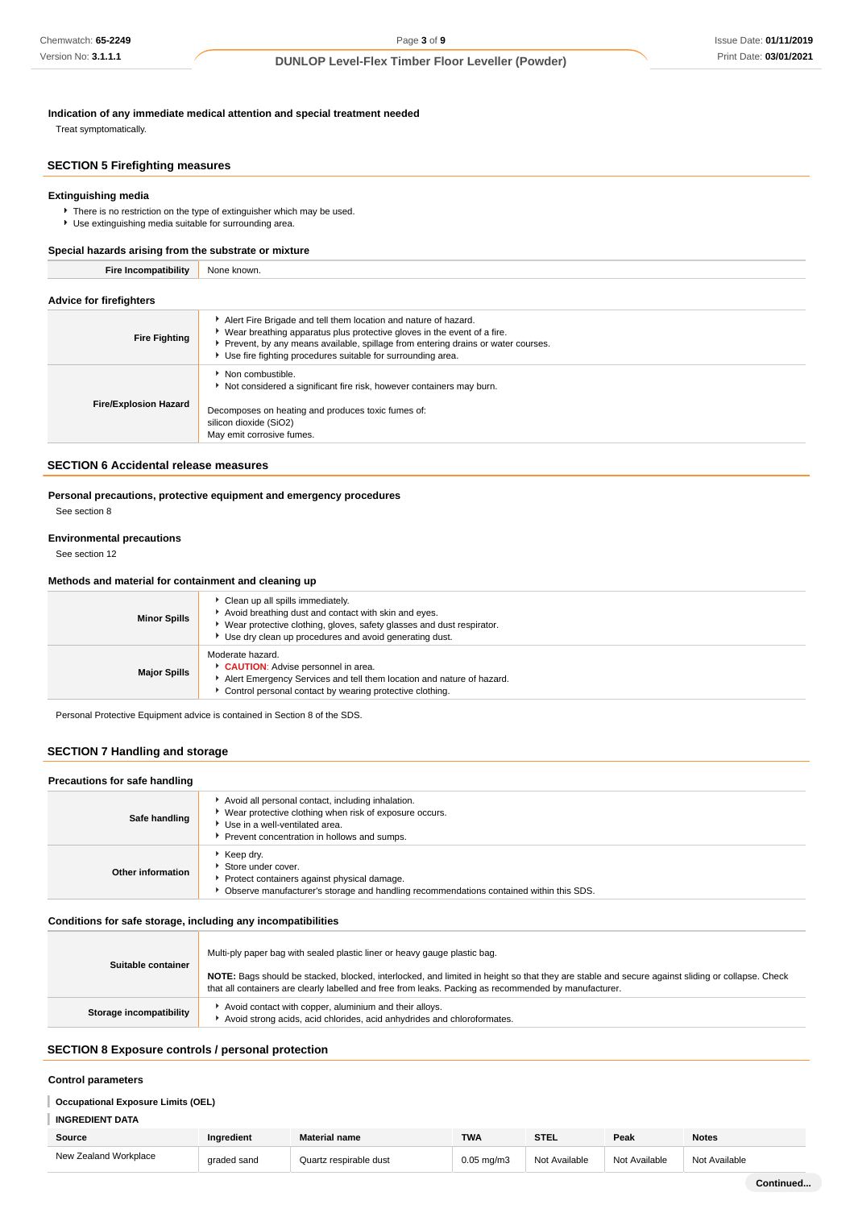**Indication of any immediate medical attention and special treatment needed**

Treat symptomatically.

## SECTION 5 Firefighting measures

### Extinguishing media

- There is no restriction on the type of extinguisher which may be used.
- Use extinguishing media suitable for surrounding area.

### Special hazards arising from the substrate or mixture

| Fire Incompatibility | None known. |
|---|---|

### Advice for firefighters

| | |
|---|---|
| Fire Fighting | - Alert Fire Brigade and tell them location and nature of hazard.<br>- Wear breathing apparatus plus protective gloves in the event of a fire.<br>- Prevent, by any means available, spillage from entering drains or water courses.<br>- Use fire fighting procedures suitable for surrounding area. |
| Fire/Explosion Hazard | - Non combustible.<br>- Not considered a significant fire risk, however containers may burn.<br><br>Decomposes on heating and produces toxic fumes of:<br>silicon dioxide ($SiO_2$)<br>May emit corrosive fumes. |

## SECTION 6 Accidental release measures

### Personal precautions, protective equipment and emergency procedures

See section 8

### Environmental precautions

See section 12

### Methods and material for containment and cleaning up

| | |
|---|---|
| Minor Spills | - Clean up all spills immediately.<br>- Avoid breathing dust and contact with skin and eyes.<br>- Wear protective clothing, gloves, safety glasses and dust respirator.<br>- Use dry clean up procedures and avoid generating dust. |
| Major Spills | Moderate hazard.<br>- **CAUTION**: Advise personnel in area.<br>- Alert Emergency Services and tell them location and nature of hazard.<br>- Control personal contact by wearing protective clothing. |

Personal Protective Equipment advice is contained in Section 8 of the SDS.

## SECTION 7 Handling and storage

### Precautions for safe handling

| | |
|---|---|
| Safe handling | - Avoid all personal contact, including inhalation.<br>- Wear protective clothing when risk of exposure occurs.<br>- Use in a well-ventilated area.<br>- Prevent concentration in hollows and sumps. |
| Other information | - Keep dry.<br>- Store under cover.<br>- Protect containers against physical damage.<br>- Observe manufacturer's storage and handling recommendations contained within this SDS. |

### Conditions for safe storage, including any incompatibilities

| | |
|---|---|
| Suitable container | Multi-ply paper bag with sealed plastic liner or heavy gauge plastic bag.<br><br>**NOTE:** Bags should be stacked, blocked, interlocked, and limited in height so that they are stable and secure against sliding or collapse. Check that all containers are clearly labelled and free from leaks. Packing as recommended by manufacturer. |
| Storage incompatibility | - Avoid contact with copper, aluminium and their alloys.<br>- Avoid strong acids, acid chlorides, acid anhydrides and chloroformates. |

## SECTION 8 Exposure controls / personal protection

### Control parameters

**Occupational Exposure Limits (OEL)**

**INGREDIENT DATA**

| Source | Ingredient | Material name | TWA | STEL | Peak | Notes |
|---|---|---|---|---|---|---|
| New Zealand Workplace | graded sand | Quartz respirable dust | 0.05 mg/m3 | Not Available | Not Available | Not Available |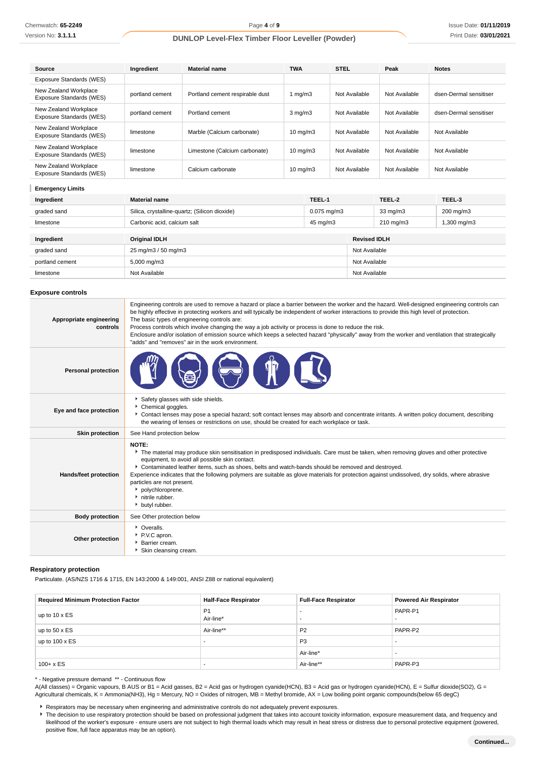| Source | Ingredient | Material name | TWA | STEL | Peak | Notes |
|---|---|---|---|---|---|---|
| Exposure Standards (WES) | | | | | | |
| New Zealand Workplace Exposure Standards (WES) | portland cement | Portland cement respirable dust | 1 mg/m3 | Not Available | Not Available | dsen-Dermal sensitiser |
| New Zealand Workplace Exposure Standards (WES) | portland cement | Portland cement | 3 mg/m3 | Not Available | Not Available | dsen-Dermal sensitiser |
| New Zealand Workplace Exposure Standards (WES) | limestone | Marble (Calcium carbonate) | 10 mg/m3 | Not Available | Not Available | Not Available |
| New Zealand Workplace Exposure Standards (WES) | limestone | Limestone (Calcium carbonate) | 10 mg/m3 | Not Available | Not Available | Not Available |
| New Zealand Workplace Exposure Standards (WES) | limestone | Calcium carbonate | 10 mg/m3 | Not Available | Not Available | Not Available |

### Emergency Limits

| Ingredient | Material name | TEEL-1 | TEEL-2 | TEEL-3 |
|---|---|---|---|---|
| graded sand | Silica, crystalline-quartz; (Silicon dioxide) | 0.075 mg/m3 | 33 mg/m3 | 200 mg/m3 |
| limestone | Carbonic acid, calcium salt | 45 mg/m3 | 210 mg/m3 | 1,300 mg/m3 |

| Ingredient | Original IDLH | Revised IDLH |
|---|---|---|
| graded sand | 25 mg/m3 / 50 mg/m3 | Not Available |
| portland cement | 5,000 mg/m3 | Not Available |
| limestone | Not Available | Not Available |

## Exposure controls

| | |
|---|---|
| **Appropriate engineering controls** | Engineering controls are used to remove a hazard or place a barrier between the worker and the hazard. Well-designed engineering controls can be highly effective in protecting workers and will typically be independent of worker interactions to provide this high level of protection. The basic types of engineering controls are: Process controls which involve changing the way a job activity or process is done to reduce the risk. Enclosure and/or isolation of emission source which keeps a selected hazard "physically" away from the worker and ventilation that strategically "adds" and "removes" air in the work environment. |
| **Personal protection** | |
| **Eye and face protection** | ▸ Safety glasses with side shields. ▸ Chemical goggles. ▸ Contact lenses may pose a special hazard; soft contact lenses may absorb and concentrate irritants. A written policy document, describing the wearing of lenses or restrictions on use, should be created for each workplace or task. |
| **Skin protection** | See Hand protection below |
| **Hands/feet protection** | **NOTE:** ▸ The material may produce skin sensitisation in predisposed individuals. Care must be taken, when removing gloves and other protective equipment, to avoid all possible skin contact. ▸ Contaminated leather items, such as shoes, belts and watch-bands should be removed and destroyed. Experience indicates that the following polymers are suitable as glove materials for protection against undissolved, dry solids, where abrasive particles are not present. ▸ polychloroprene. ▸ nitrile rubber. ▸ butyl rubber. |
| **Body protection** | See Other protection below |
| **Other protection** | ▸ Overalls. ▸ P.V.C apron. ▸ Barrier cream. ▸ Skin cleansing cream. |

## Respiratory protection

Particulate. (AS/NZS 1716 & 1715, EN 143:2000 & 149:001, ANSI Z88 or national equivalent)

| Required Minimum Protection Factor | Half-Face Respirator | Full-Face Respirator | Powered Air Respirator |
|---|---|---|---|
| up to 10 x ES | P1<br>Air-line* | -<br>- | PAPR-P1<br>- |
| up to 50 x ES | Air-line** | P2 | PAPR-P2 |
| up to 100 x ES | - | P3 | - |
| | | Air-line* | - |
| 100+ x ES | - | Air-line** | PAPR-P3 |

\* - Negative pressure demand ** - Continuous flow
A(All classes) = Organic vapours, B AUS or B1 = Acid gasses, B2 = Acid gas or hydrogen cyanide(HCN), B3 = Acid gas or hydrogen cyanide(HCN), E = Sulfur dioxide(SO2), G = Agricultural chemicals, K = Ammonia(NH3), Hg = Mercury, NO = Oxides of nitrogen, MB = Methyl bromide, AX = Low boiling point organic compounds(below 65 degC)

- Respirators may be necessary when engineering and administrative controls do not adequately prevent exposures.
- The decision to use respiratory protection should be based on professional judgment that takes into account toxicity information, exposure measurement data, and frequency and likelihood of the worker's exposure - ensure users are not subject to high thermal loads which may result in heat stress or distress due to personal protective equipment (powered, positive flow, full face apparatus may be an option).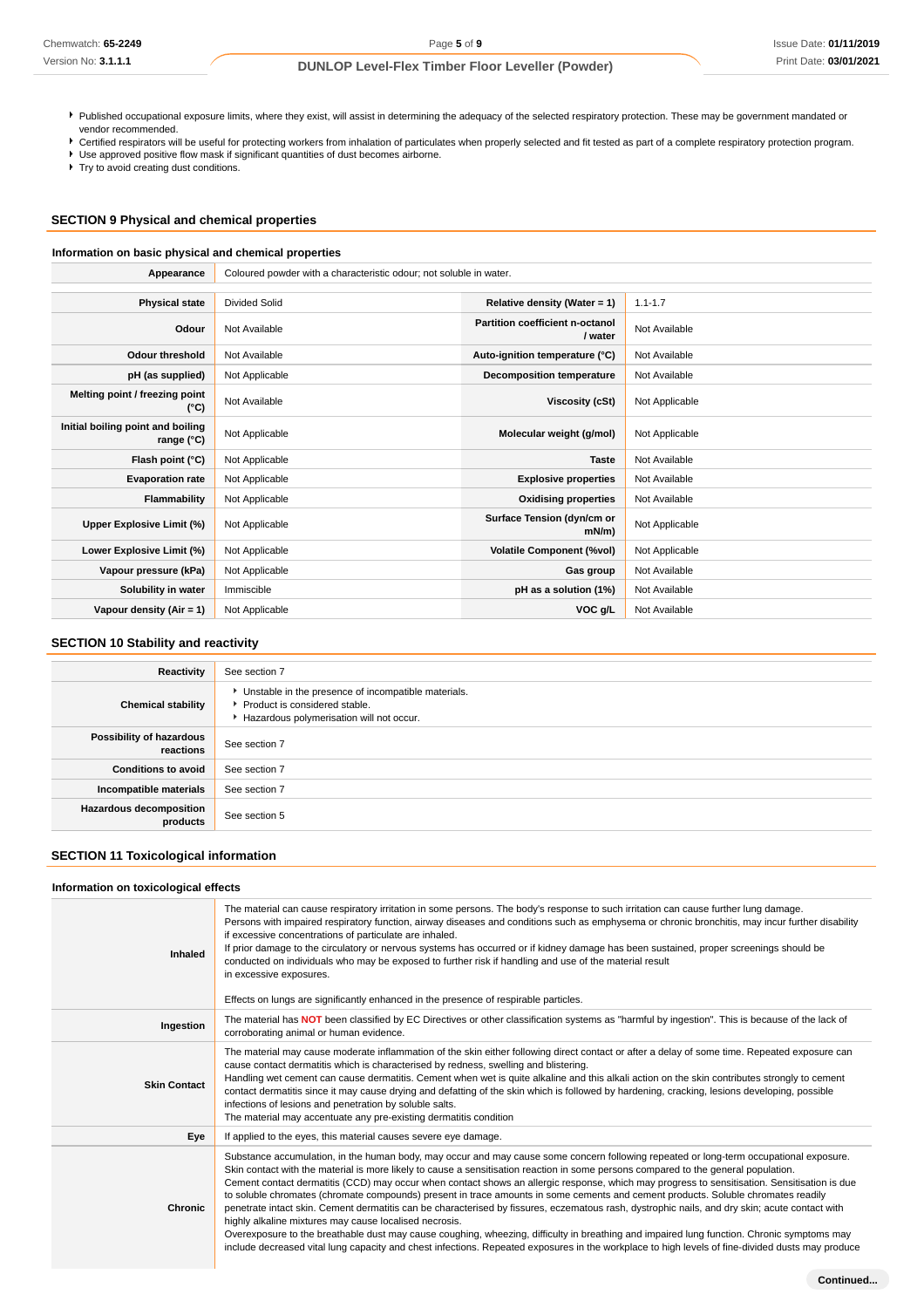- Published occupational exposure limits, where they exist, will assist in determining the adequacy of the selected respiratory protection. These may be government mandated or vendor recommended.
- Certified respirators will be useful for protecting workers from inhalation of particulates when properly selected and fit tested as part of a complete respiratory protection program.
- Use approved positive flow mask if significant quantities of dust becomes airborne.
- Try to avoid creating dust conditions.

## SECTION 9 Physical and chemical properties

### Information on basic physical and chemical properties

| **Appearance** | Coloured powder with a characteristic odour; not soluble in water. | | |
|---|---|---|---|
| **Physical state** | Divided Solid | **Relative density (Water = 1)** | 1.1-1.7 |
| **Odour** | Not Available | **Partition coefficient n-octanol / water** | Not Available |
| **Odour threshold** | Not Available | **Auto-ignition temperature (°C)** | Not Available |
| **pH (as supplied)** | Not Applicable | **Decomposition temperature** | Not Available |
| **Melting point / freezing point (°C)** | Not Available | **Viscosity (cSt)** | Not Applicable |
| **Initial boiling point and boiling range (°C)** | Not Applicable | **Molecular weight (g/mol)** | Not Applicable |
| **Flash point (°C)** | Not Applicable | **Taste** | Not Available |
| **Evaporation rate** | Not Applicable | **Explosive properties** | Not Available |
| **Flammability** | Not Applicable | **Oxidising properties** | Not Available |
| **Upper Explosive Limit (%)** | Not Applicable | **Surface Tension (dyn/cm or mN/m)** | Not Applicable |
| **Lower Explosive Limit (%)** | Not Applicable | **Volatile Component (%vol)** | Not Applicable |
| **Vapour pressure (kPa)** | Not Applicable | **Gas group** | Not Available |
| **Solubility in water** | Immiscible | **pH as a solution (1%)** | Not Available |
| **Vapour density (Air = 1)** | Not Applicable | **VOC g/L** | Not Available |

## SECTION 10 Stability and reactivity

| | |
|---|---|
| **Reactivity** | See section 7 |
| **Chemical stability** | - Unstable in the presence of incompatible materials.<br>- Product is considered stable.<br>- Hazardous polymerisation will not occur. |
| **Possibility of hazardous reactions** | See section 7 |
| **Conditions to avoid** | See section 7 |
| **Incompatible materials** | See section 7 |
| **Hazardous decomposition products** | See section 5 |

## SECTION 11 Toxicological information

### Information on toxicological effects

| | |
|---|---|
| **Inhaled** | The material can cause respiratory irritation in some persons. The body's response to such irritation can cause further lung damage.<br>Persons with impaired respiratory function, airway diseases and conditions such as emphysema or chronic bronchitis, may incur further disability if excessive concentrations of particulate are inhaled.<br>If prior damage to the circulatory or nervous systems has occurred or if kidney damage has been sustained, proper screenings should be conducted on individuals who may be exposed to further risk if handling and use of the material result in excessive exposures.<br><br>Effects on lungs are significantly enhanced in the presence of respirable particles. |
| **Ingestion** | The material has **NOT** been classified by EC Directives or other classification systems as "harmful by ingestion". This is because of the lack of corroborating animal or human evidence. |
| **Skin Contact** | The material may cause moderate inflammation of the skin either following direct contact or after a delay of some time. Repeated exposure can cause contact dermatitis which is characterised by redness, swelling and blistering.<br>Handling wet cement can cause dermatitis. Cement when wet is quite alkaline and this alkali action on the skin contributes strongly to cement contact dermatitis since it may cause drying and defatting of the skin which is followed by hardening, cracking, lesions developing, possible infections of lesions and penetration by soluble salts.<br>The material may accentuate any pre-existing dermatitis condition |
| **Eye** | If applied to the eyes, this material causes severe eye damage. |
| **Chronic** | Substance accumulation, in the human body, may occur and may cause some concern following repeated or long-term occupational exposure.<br>Skin contact with the material is more likely to cause a sensitisation reaction in some persons compared to the general population.<br>Cement contact dermatitis (CCD) may occur when contact shows an allergic response, which may progress to sensitisation. Sensitisation is due to soluble chromates (chromate compounds) present in trace amounts in some cements and cement products. Soluble chromates readily penetrate intact skin. Cement dermatitis can be characterised by fissures, eczematous rash, dystrophic nails, and dry skin; acute contact with highly alkaline mixtures may cause localised necrosis.<br>Overexposure to the breathable dust may cause coughing, wheezing, difficulty in breathing and impaired lung function. Chronic symptoms may include decreased vital lung capacity and chest infections. Repeated exposures in the workplace to high levels of fine-divided dusts may produce |

Continued...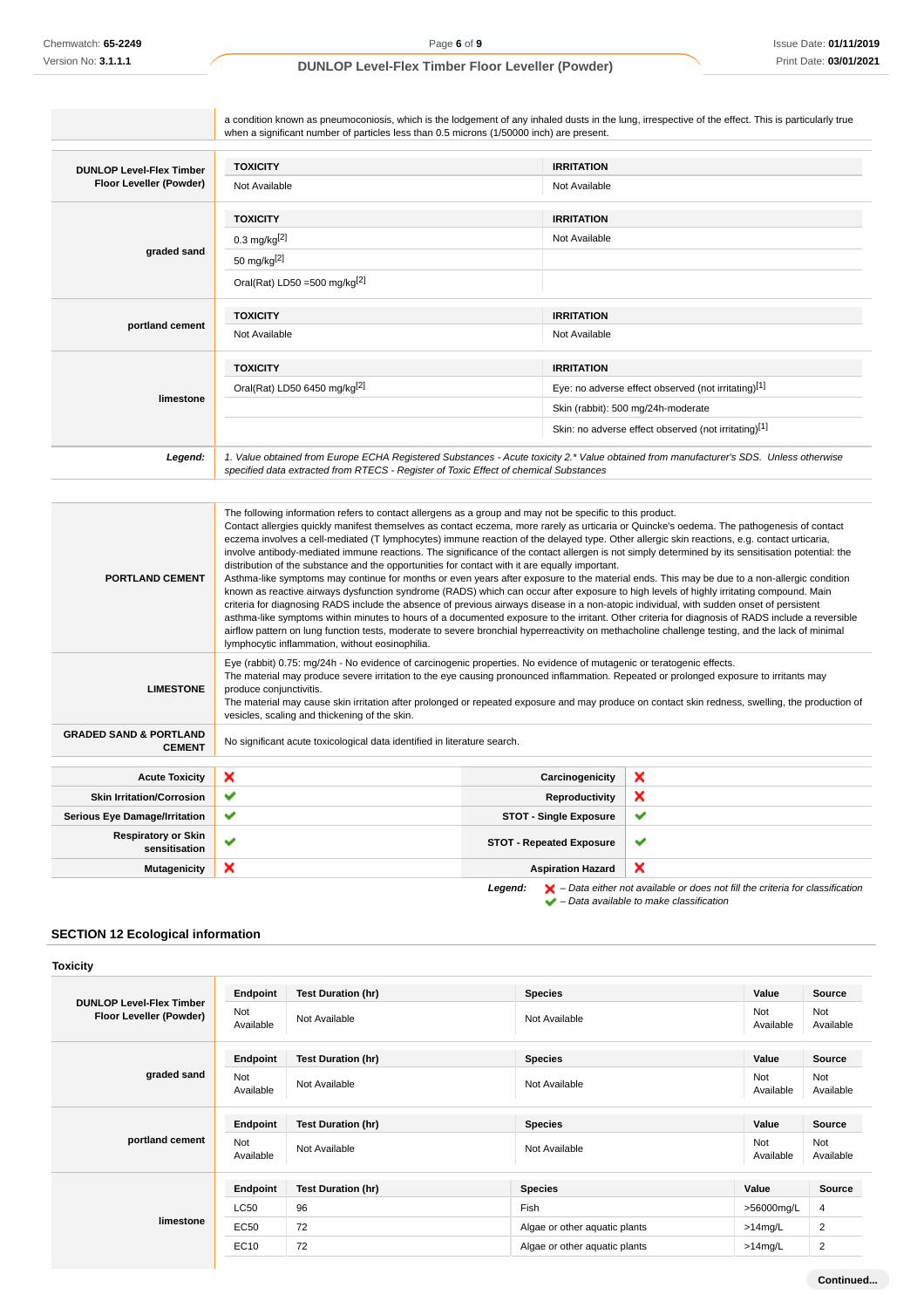| | |
|---|---|
| | a condition known as pneumoconiosis, which is the lodgement of any inhaled dusts in the lung, irrespective of the effect. This is particularly true when a significant number of particles less than 0.5 microns (1/50000 inch) are present. |

| | TOXICITY | IRRITATION |
|---|---|---|
| **DUNLOP Level-Flex Timber Floor Leveller (Powder)** | Not Available | Not Available |
| **graded sand** | **TOXICITY** | **IRRITATION** |
| | 0.3 mg/kg[2] | Not Available |
| | 50 mg/kg[2] | |
| | Oral(Rat) LD50 =500 mg/kg[2] | |
| **portland cement** | **TOXICITY** | **IRRITATION** |
| | Not Available | Not Available |
| **limestone** | **TOXICITY** | **IRRITATION** |
| | Oral(Rat) LD50 6450 mg/kg[2] | Eye: no adverse effect observed (not irritating)[1] |
| | | Skin (rabbit): 500 mg/24h-moderate |
| | | Skin: no adverse effect observed (not irritating)[1] |
| ***Legend:*** | *1. Value obtained from Europe ECHA Registered Substances - Acute toxicity 2.* Value obtained from manufacturer's SDS. Unless otherwise specified data extracted from RTECS - Register of Toxic Effect of chemical Substances* | |

| | |
|---|---|
| **PORTLAND CEMENT** | The following information refers to contact allergens as a group and may not be specific to this product. Contact allergies quickly manifest themselves as contact eczema, more rarely as urticaria or Quincke's oedema. The pathogenesis of contact eczema involves a cell-mediated (T lymphocytes) immune reaction of the delayed type. Other allergic skin reactions, e.g. contact urticaria, involve antibody-mediated immune reactions. The significance of the contact allergen is not simply determined by its sensitisation potential: the distribution of the substance and the opportunities for contact with it are equally important. Asthma-like symptoms may continue for months or even years after exposure to the material ends. This may be due to a non-allergic condition known as reactive airways dysfunction syndrome (RADS) which can occur after exposure to high levels of highly irritating compound. Main criteria for diagnosing RADS include the absence of previous airways disease in a non-atopic individual, with sudden onset of persistent asthma-like symptoms within minutes to hours of a documented exposure to the irritant. Other criteria for diagnosis of RADS include a reversible airflow pattern on lung function tests, moderate to severe bronchial hyperreactivity on methacholine challenge testing, and the lack of minimal lymphocytic inflammation, without eosinophilia. |
| **LIMESTONE** | Eye (rabbit) 0.75: mg/24h - moderate. No evidence of carcinogenic properties. No evidence of mutagenic or teratogenic effects. The material may produce severe irritation to the eye causing pronounced inflammation. Repeated or prolonged exposure to irritants may produce conjunctivitis. The material may cause skin irritation after prolonged or repeated exposure and may produce on contact skin redness, swelling, the production of vesicles, scaling and thickening of the skin. |
| **GRADED SAND & PORTLAND CEMENT** | No significant acute toxicological data identified in literature search. |

| | | | |
|---|---|---|---|
| **Acute Toxicity** | ✘ | **Carcinogenicity** | ✘ |
| **Skin Irritation/Corrosion** | ✔ | **Reproductivity** | ✘ |
| **Serious Eye Damage/Irritation** | ✔ | **STOT - Single Exposure** | ✔ |
| **Respiratory or Skin sensitisation** | ✔ | **STOT - Repeated Exposure** | ✔ |
| **Mutagenicity** | ✘ | **Aspiration Hazard** | ✘ |

***Legend:*** ✘ *– Data either not available or does not fill the criteria for classification*
✔ *– Data available to make classification*

## SECTION 12 Ecological information

### Toxicity

| | Endpoint | Test Duration (hr) | Species | Value | Source |
|---|---|---|---|---|---|
| **DUNLOP Level-Flex Timber Floor Leveller (Powder)** | Not Available | Not Available | Not Available | Not Available | Not Available |
| **graded sand** | **Endpoint** | **Test Duration (hr)** | **Species** | **Value** | **Source** |
| | Not Available | Not Available | Not Available | Not Available | Not Available |
| **portland cement** | **Endpoint** | **Test Duration (hr)** | **Species** | **Value** | **Source** |
| | Not Available | Not Available | Not Available | Not Available | Not Available |
| **limestone** | **Endpoint** | **Test Duration (hr)** | **Species** | **Value** | **Source** |
| | LC50 | 96 | Fish | >56000mg/L | 4 |
| | EC50 | 72 | Algae or other aquatic plants | >14mg/L | 2 |
| | EC10 | 72 | Algae or other aquatic plants | >14mg/L | 2 |

**Continued...**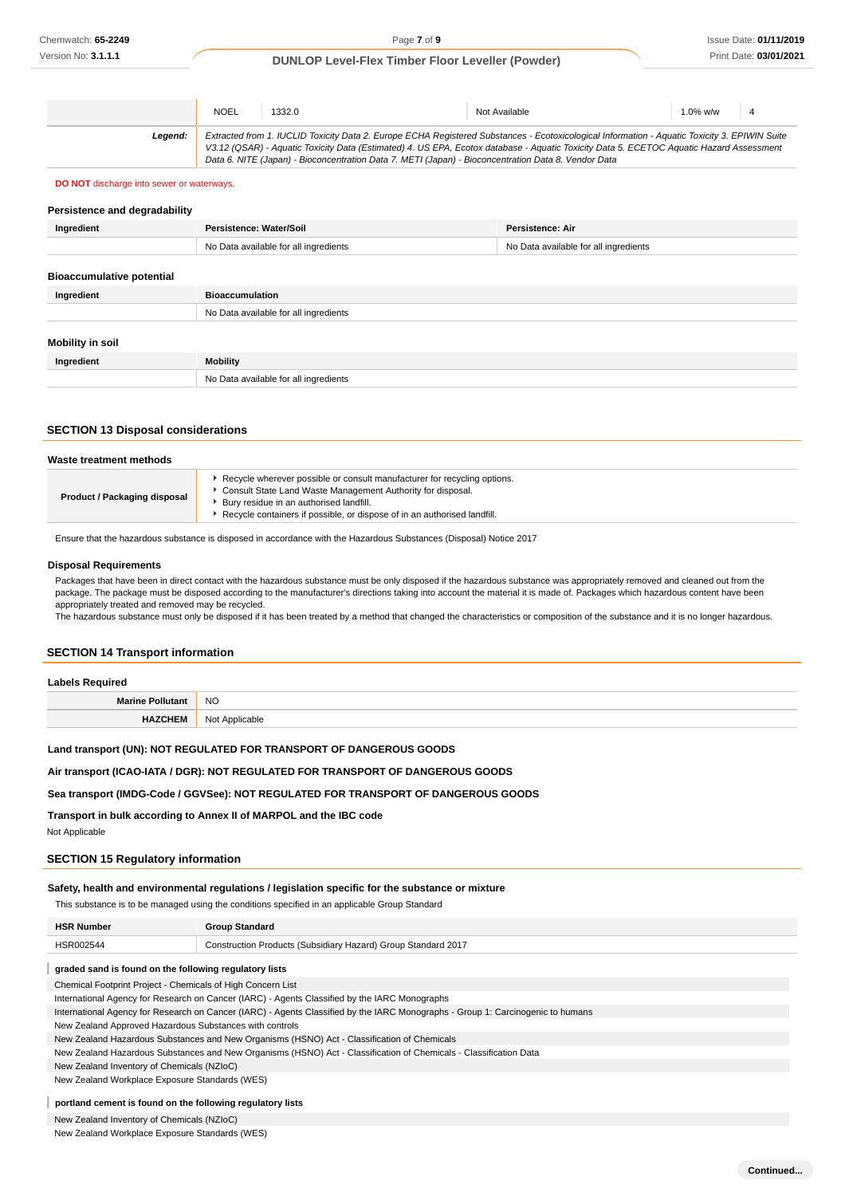| | NOEL | 1332.0 | Not Available | 1.0% w/w | 4 |
|---|---|---|---|---|---|
| ***Legend:*** | *Extracted from 1. IUCLID Toxicity Data 2. Europe ECHA Registered Substances - Ecotoxicological Information - Aquatic Toxicity 3. EPIWIN Suite V3.12 (QSAR) - Aquatic Toxicity Data (Estimated) 4. US EPA, Ecotox database - Aquatic Toxicity Data 5. ECETOC Aquatic Hazard Assessment Data 6. NITE (Japan) - Bioconcentration Data 7. METI (Japan) - Bioconcentration Data 8. Vendor Data* | | | | |

**DO NOT** discharge into sewer or waterways.

### Persistence and degradability

| Ingredient | Persistence: Water/Soil | Persistence: Air |
|---|---|---|
| | No Data available for all ingredients | No Data available for all ingredients |

### Bioaccumulative potential

| Ingredient | Bioaccumulation |
|---|---|
| | No Data available for all ingredients |

### Mobility in soil

| Ingredient | Mobility |
|---|---|
| | No Data available for all ingredients |

## SECTION 13 Disposal considerations

### Waste treatment methods

| | |
|---|---|
| **Product / Packaging disposal** | ‣ Recycle wherever possible or consult manufacturer for recycling options.<br>‣ Consult State Land Waste Management Authority for disposal.<br>‣ Bury residue in an authorised landfill.<br>‣ Recycle containers if possible, or dispose of in an authorised landfill. |

Ensure that the hazardous substance is disposed in accordance with the Hazardous Substances (Disposal) Notice 2017

### Disposal Requirements

Packages that have been in direct contact with the hazardous substance must be only disposed if the hazardous substance was appropriately removed and cleaned out from the package. The package must be disposed according to the manufacturer's directions taking into account the material it is made of. Packages which hazardous content have been appropriately treated and removed may be recycled.
The hazardous substance must only be disposed if it has been treated by a method that changed the characteristics or composition of the substance and it is no longer hazardous.

## SECTION 14 Transport information

### Labels Required

| | |
|---|---|
| **Marine Pollutant** | NO |
| **HAZCHEM** | Not Applicable |

**Land transport (UN): NOT REGULATED FOR TRANSPORT OF DANGEROUS GOODS**

**Air transport (ICAO-IATA / DGR): NOT REGULATED FOR TRANSPORT OF DANGEROUS GOODS**

**Sea transport (IMDG-Code / GGVSee): NOT REGULATED FOR TRANSPORT OF DANGEROUS GOODS**

**Transport in bulk according to Annex II of MARPOL and the IBC code**

Not Applicable

## SECTION 15 Regulatory information

### Safety, health and environmental regulations / legislation specific for the substance or mixture

This substance is to be managed using the conditions specified in an applicable Group Standard

| HSR Number | Group Standard |
|---|---|
| HSR002544 | Construction Products (Subsidiary Hazard) Group Standard 2017 |

**graded sand is found on the following regulatory lists**

Chemical Footprint Project - Chemicals of High Concern List
International Agency for Research on Cancer (IARC) - Agents Classified by the IARC Monographs
International Agency for Research on Cancer (IARC) - Agents Classified by the IARC Monographs - Group 1: Carcinogenic to humans
New Zealand Approved Hazardous Substances with controls
New Zealand Hazardous Substances and New Organisms (HSNO) Act - Classification of Chemicals
New Zealand Hazardous Substances and New Organisms (HSNO) Act - Classification of Chemicals - Classification Data
New Zealand Inventory of Chemicals (NZIoC)
New Zealand Workplace Exposure Standards (WES)

**portland cement is found on the following regulatory lists**

New Zealand Inventory of Chemicals (NZIoC)
New Zealand Workplace Exposure Standards (WES)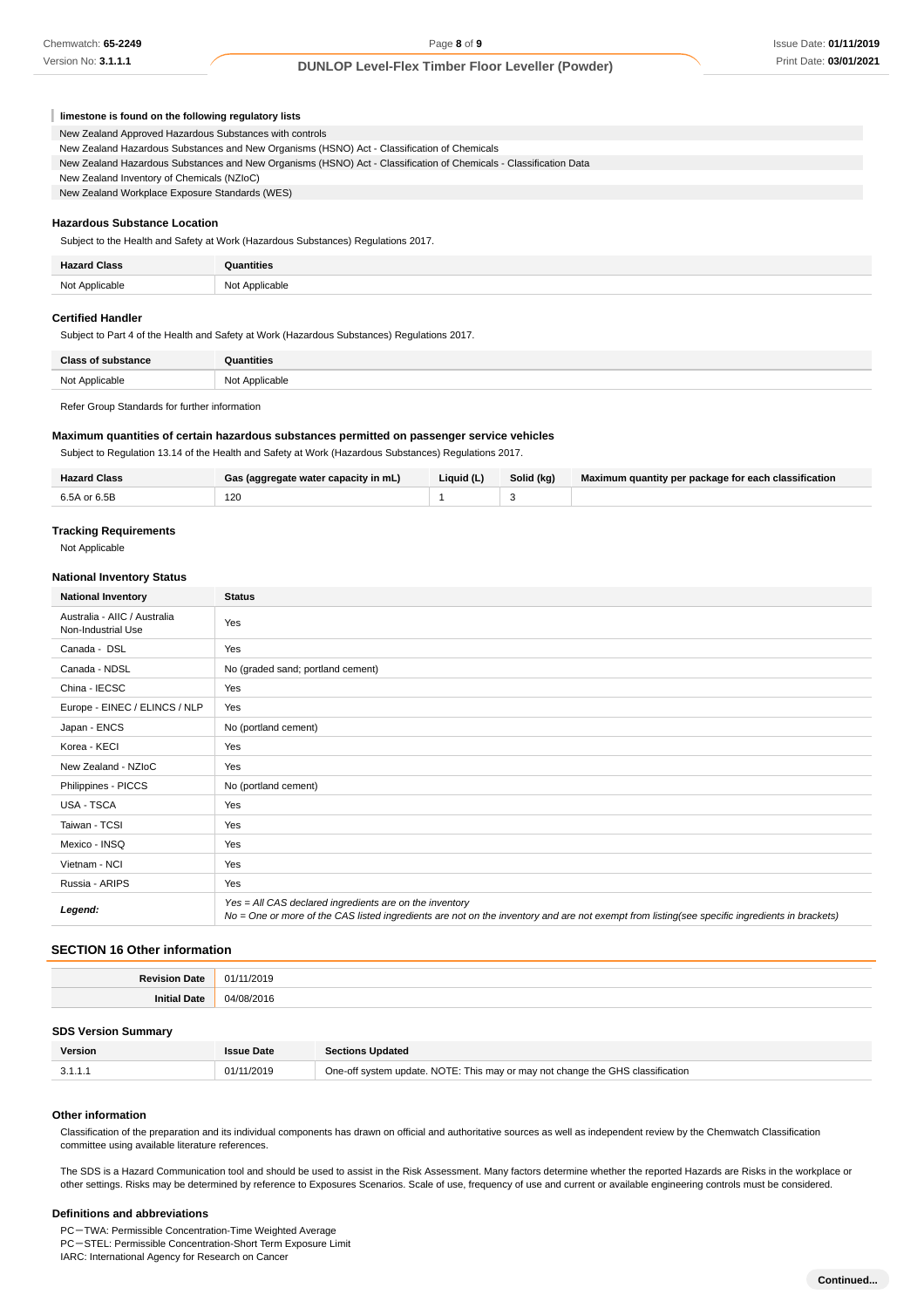**limestone is found on the following regulatory lists**

New Zealand Approved Hazardous Substances with controls
New Zealand Hazardous Substances and New Organisms (HSNO) Act - Classification of Chemicals
New Zealand Hazardous Substances and New Organisms (HSNO) Act - Classification of Chemicals - Classification Data
New Zealand Inventory of Chemicals (NZIoC)
New Zealand Workplace Exposure Standards (WES)

### Hazardous Substance Location

Subject to the Health and Safety at Work (Hazardous Substances) Regulations 2017.

| Hazard Class | Quantities |
|---|---|
| Not Applicable | Not Applicable |

### Certified Handler

Subject to Part 4 of the Health and Safety at Work (Hazardous Substances) Regulations 2017.

| Class of substance | Quantities |
|---|---|
| Not Applicable | Not Applicable |

Refer Group Standards for further information

### Maximum quantities of certain hazardous substances permitted on passenger service vehicles

Subject to Regulation 13.14 of the Health and Safety at Work (Hazardous Substances) Regulations 2017.

| Hazard Class | Gas (aggregate water capacity in mL) | Liquid (L) | Solid (kg) | Maximum quantity per package for each classification |
|---|---|---|---|---|
| 6.5A or 6.5B | 120 | 1 | 3 | |

### Tracking Requirements

Not Applicable

### National Inventory Status

| National Inventory | Status |
|---|---|
| Australia - AIIC / Australia Non-Industrial Use | Yes |
| Canada - DSL | Yes |
| Canada - NDSL | No (graded sand; portland cement) |
| China - IECSC | Yes |
| Europe - EINEC / ELINCS / NLP | Yes |
| Japan - ENCS | No (portland cement) |
| Korea - KECI | Yes |
| New Zealand - NZIoC | Yes |
| Philippines - PICCS | No (portland cement) |
| USA - TSCA | Yes |
| Taiwan - TCSI | Yes |
| Mexico - INSQ | Yes |
| Vietnam - NCI | Yes |
| Russia - ARIPS | Yes |
| ***Legend:*** | *Yes = All CAS declared ingredients are on the inventory*<br>*No = One or more of the CAS listed ingredients are not on the inventory and are not exempt from listing(see specific ingredients in brackets)* |

## SECTION 16 Other information

| | |
|---|---|
| **Revision Date** | 01/11/2019 |
| **Initial Date** | 04/08/2016 |

### SDS Version Summary

| Version | Issue Date | Sections Updated |
|---|---|---|
| 3.1.1.1 | 01/11/2019 | One-off system update. NOTE: This may or may not change the GHS classification |

### Other information

Classification of the preparation and its individual components has drawn on official and authoritative sources as well as independent review by the Chemwatch Classification committee using available literature references.

The SDS is a Hazard Communication tool and should be used to assist in the Risk Assessment. Many factors determine whether the reported Hazards are Risks in the workplace or other settings. Risks may be determined by reference to Exposures Scenarios. Scale of use, frequency of use and current or available engineering controls must be considered.

### Definitions and abbreviations

PC－TWA: Permissible Concentration-Time Weighted Average
PC－STEL: Permissible Concentration-Short Term Exposure Limit
IARC: International Agency for Research on Cancer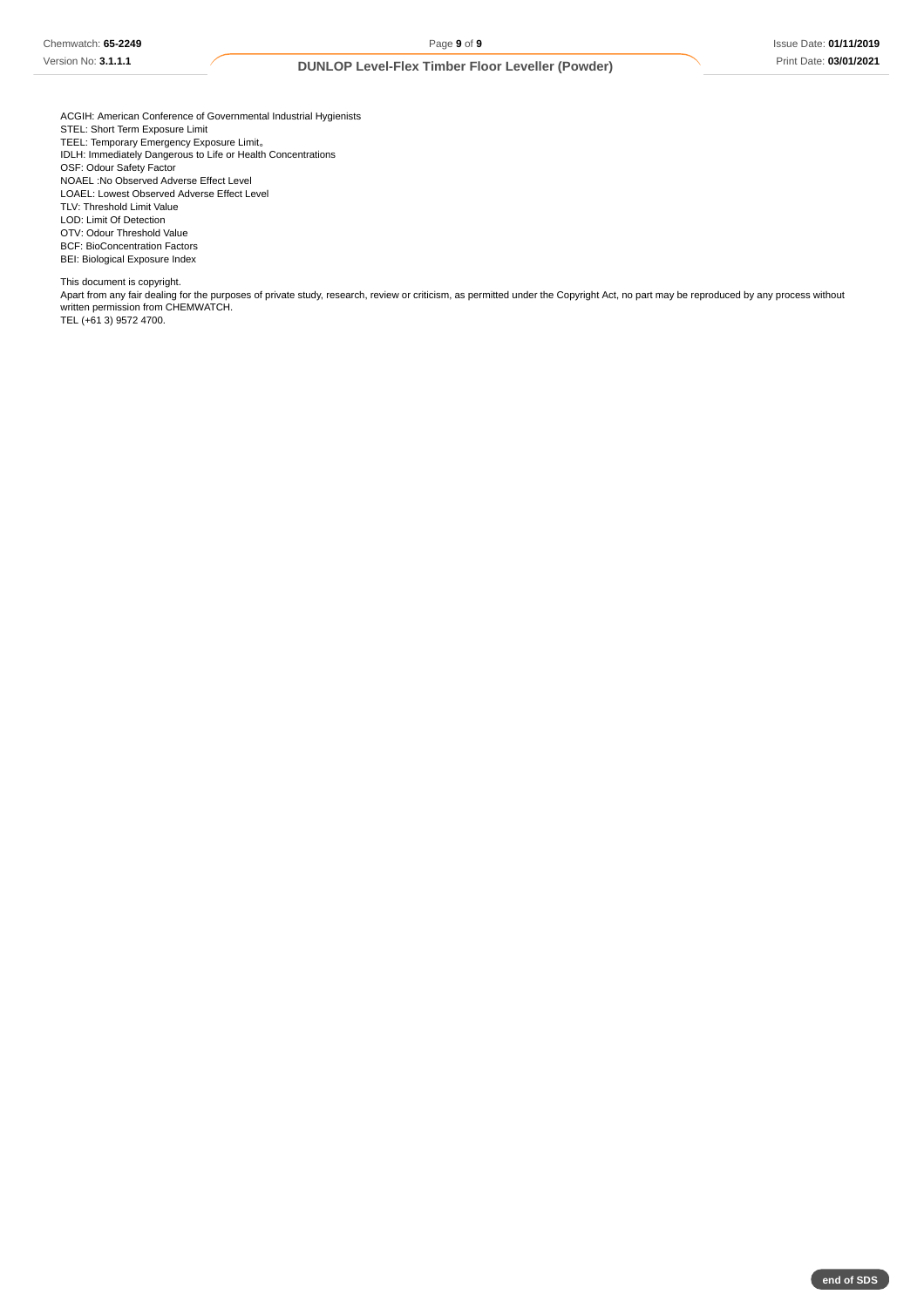ACGIH: American Conference of Governmental Industrial Hygienists
STEL: Short Term Exposure Limit
TEEL: Temporary Emergency Exposure Limit。
IDLH: Immediately Dangerous to Life or Health Concentrations
OSF: Odour Safety Factor
NOAEL :No Observed Adverse Effect Level
LOAEL: Lowest Observed Adverse Effect Level
TLV: Threshold Limit Value
LOD: Limit Of Detection
OTV: Odour Threshold Value
BCF: BioConcentration Factors
BEI: Biological Exposure Index

This document is copyright.
Apart from any fair dealing for the purposes of private study, research, review or criticism, as permitted under the Copyright Act, no part may be reproduced by any process without written permission from CHEMWATCH.
TEL (+61 3) 9572 4700.

end of SDS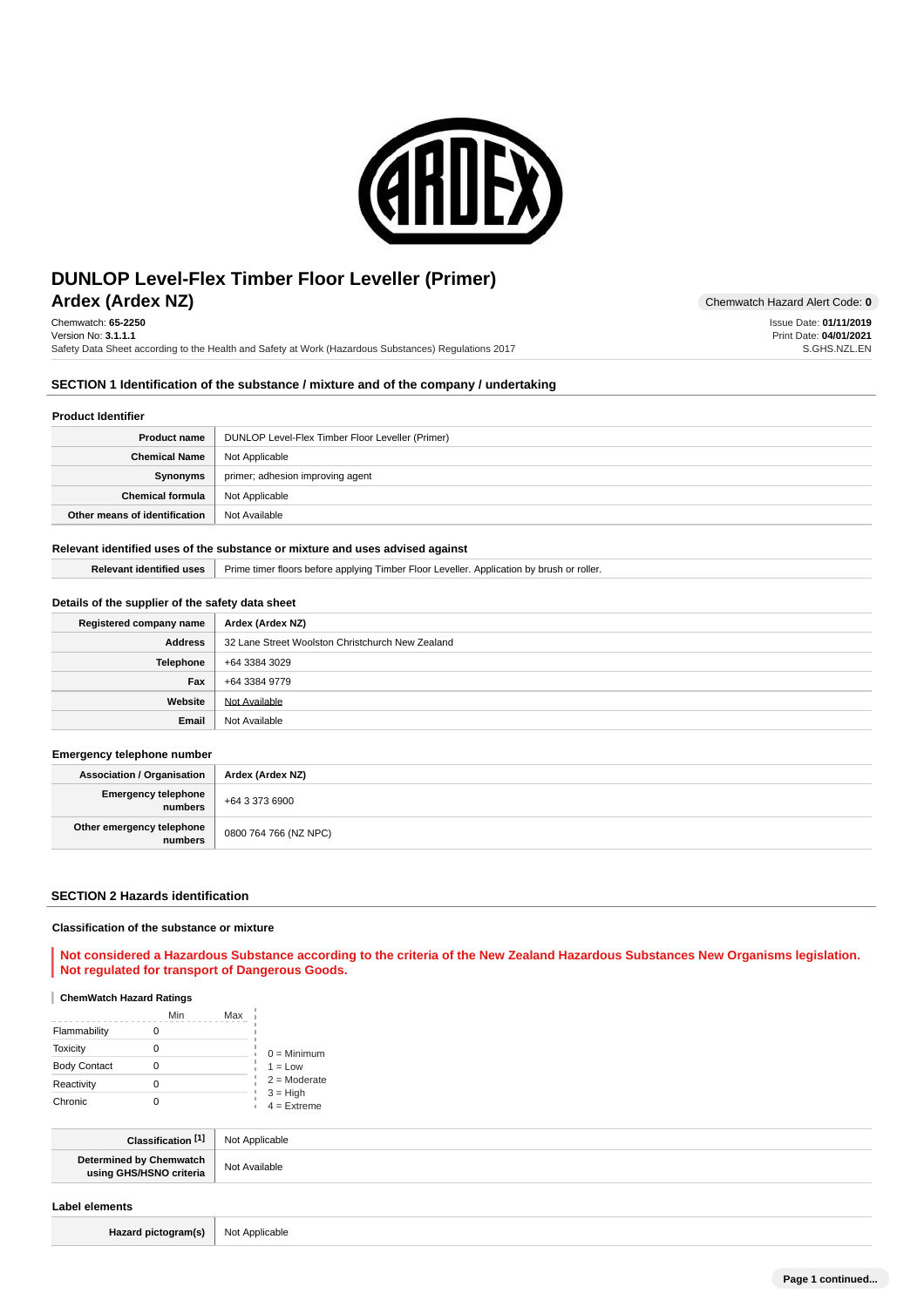# DUNLOP Level-Flex Timber Floor Leveller (Primer)

## Ardex (Ardex NZ)

Chemwatch Hazard Alert Code: **0**

Chemwatch: **65-2250**
Version No: **3.1.1.1**
Safety Data Sheet according to the Health and Safety at Work (Hazardous Substances) Regulations 2017

Issue Date: **01/11/2019**
Print Date: **04/01/2021**
S.GHS.NZL.EN

## SECTION 1 Identification of the substance / mixture and of the company / undertaking

### Product Identifier

| | |
|---|---|
| **Product name** | DUNLOP Level-Flex Timber Floor Leveller (Primer) |
| **Chemical Name** | Not Applicable |
| **Synonyms** | primer; adhesion improving agent |
| **Chemical formula** | Not Applicable |
| **Other means of identification** | Not Available |

### Relevant identified uses of the substance or mixture and uses advised against

| | |
|---|---|
| **Relevant identified uses** | Prime timer floors before applying Timber Floor Leveller. Application by brush or roller. |

### Details of the supplier of the safety data sheet

| | |
|---|---|
| **Registered company name** | **Ardex (Ardex NZ)** |
| **Address** | 32 Lane Street Woolston Christchurch New Zealand |
| **Telephone** | +64 3384 3029 |
| **Fax** | +64 3384 9779 |
| **Website** | Not Available |
| **Email** | Not Available |

### Emergency telephone number

| | |
|---|---|
| **Association / Organisation** | **Ardex (Ardex NZ)** |
| **Emergency telephone numbers** | +64 3 373 6900 |
| **Other emergency telephone numbers** | 0800 764 766 (NZ NPC) |

## SECTION 2 Hazards identification

### Classification of the substance or mixture

**Not considered a Hazardous Substance according to the criteria of the New Zealand Hazardous Substances New Organisms legislation. Not regulated for transport of Dangerous Goods.**

#### ChemWatch Hazard Ratings

| | Min | Max |
|---|---|---|
| Flammability | 0 | |
| Toxicity | 0 | |
| Body Contact | 0 | |
| Reactivity | 0 | |
| Chronic | 0 | |

0 = Minimum
1 = Low
2 = Moderate
3 = High
4 = Extreme

| | |
|---|---|
| **Classification [1]** | Not Applicable |
| **Determined by Chemwatch using GHS/HSNO criteria** | Not Available |

### Label elements

| | |
|---|---|
| **Hazard pictogram(s)** | Not Applicable |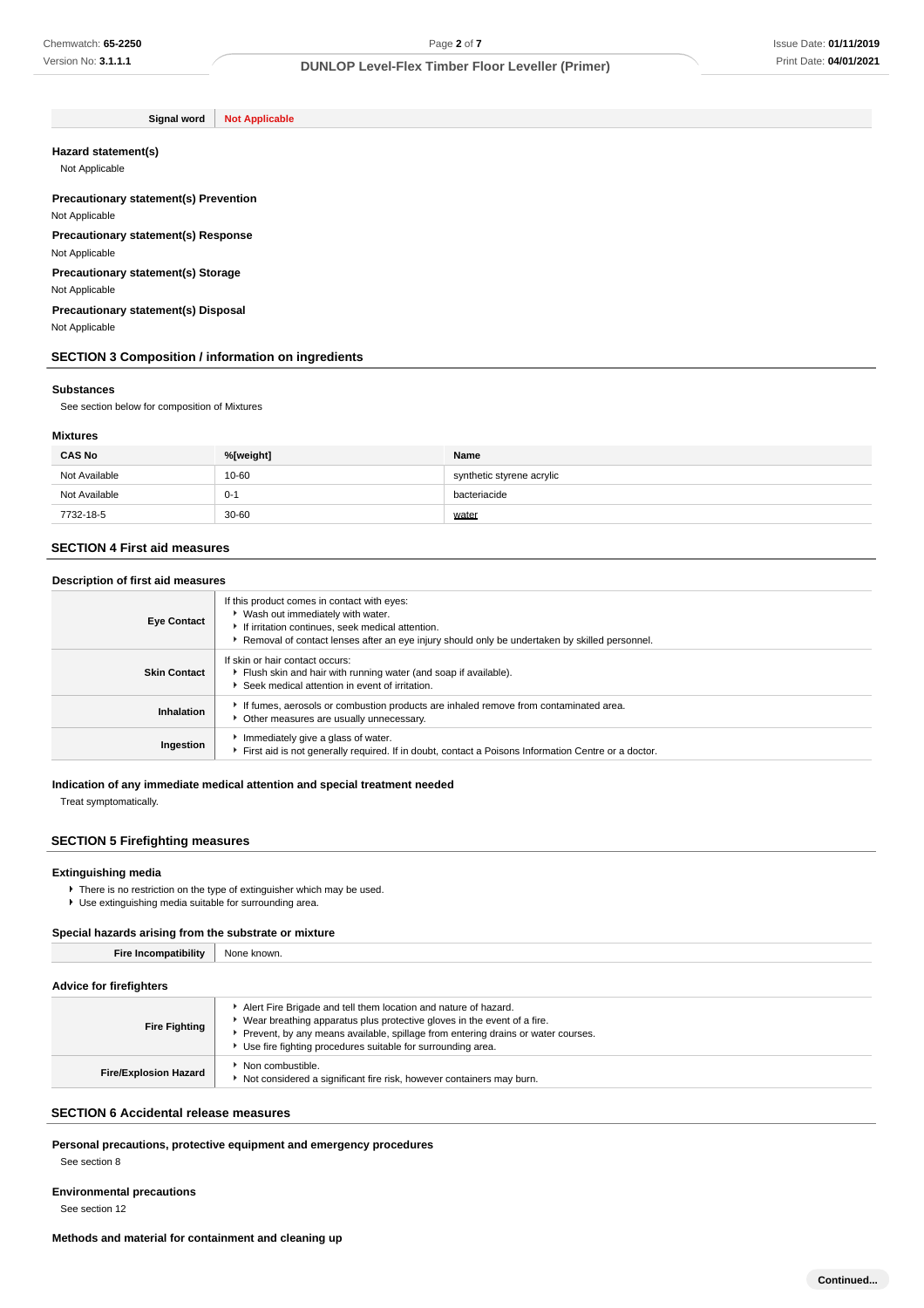| Signal word | Not Applicable |
| --- | --- |

### Hazard statement(s)

Not Applicable

### Precautionary statement(s) Prevention

Not Applicable

### Precautionary statement(s) Response

Not Applicable

### Precautionary statement(s) Storage

Not Applicable

### Precautionary statement(s) Disposal

Not Applicable

## SECTION 3 Composition / information on ingredients

### Substances

See section below for composition of Mixtures

### Mixtures

| CAS No | %[weight] | Name |
| --- | --- | --- |
| Not Available | 10-60 | synthetic styrene acrylic |
| Not Available | 0-1 | bacteriacide |
| 7732-18-5 | 30-60 | water |

## SECTION 4 First aid measures

### Description of first aid measures

| | |
| --- | --- |
| **Eye Contact** | If this product comes in contact with eyes:<br>▸ Wash out immediately with water.<br>▸ If irritation continues, seek medical attention.<br>▸ Removal of contact lenses after an eye injury should only be undertaken by skilled personnel. |
| **Skin Contact** | If skin or hair contact occurs:<br>▸ Flush skin and hair with running water (and soap if available).<br>▸ Seek medical attention in event of irritation. |
| **Inhalation** | ▸ If fumes, aerosols or combustion products are inhaled remove from contaminated area.<br>▸ Other measures are usually unnecessary. |
| **Ingestion** | ▸ Immediately give a glass of water.<br>▸ First aid is not generally required. If in doubt, contact a Poisons Information Centre or a doctor. |

### Indication of any immediate medical attention and special treatment needed

Treat symptomatically.

## SECTION 5 Firefighting measures

### Extinguishing media

- There is no restriction on the type of extinguisher which may be used.
- Use extinguishing media suitable for surrounding area.

### Special hazards arising from the substrate or mixture

| Fire Incompatibility | None known. |
| --- | --- |

### Advice for firefighters

| | |
| --- | --- |
| **Fire Fighting** | ▸ Alert Fire Brigade and tell them location and nature of hazard.<br>▸ Wear breathing apparatus plus protective gloves in the event of a fire.<br>▸ Prevent, by any means available, spillage from entering drains or water courses.<br>▸ Use fire fighting procedures suitable for surrounding area. |
| **Fire/Explosion Hazard** | ▸ Non combustible.<br>▸ Not considered a significant fire risk, however containers may burn. |

## SECTION 6 Accidental release measures

### Personal precautions, protective equipment and emergency procedures

See section 8

### Environmental precautions

See section 12

### Methods and material for containment and cleaning up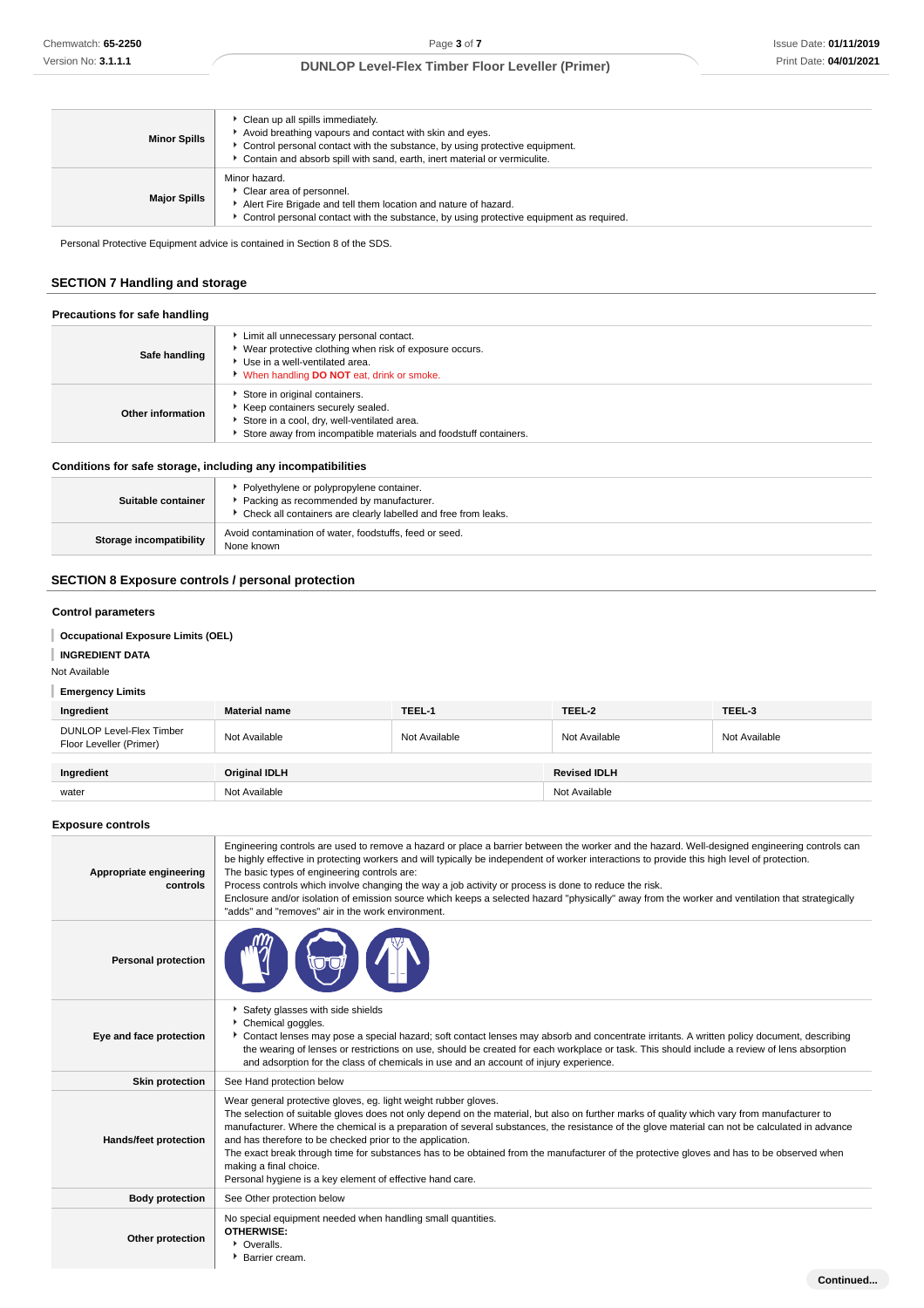| | |
|---|---|
| **Minor Spills** | - Clean up all spills immediately.<br>- Avoid breathing vapours and contact with skin and eyes.<br>- Control personal contact with the substance, by using protective equipment.<br>- Contain and absorb spill with sand, earth, inert material or vermiculite. |
| **Major Spills** | Minor hazard.<br>- Clear area of personnel.<br>- Alert Fire Brigade and tell them location and nature of hazard.<br>- Control personal contact with the substance, by using protective equipment as required. |

Personal Protective Equipment advice is contained in Section 8 of the SDS.

## SECTION 7 Handling and storage

### Precautions for safe handling

| | |
|---|---|
| **Safe handling** | - Limit all unnecessary personal contact.<br>- Wear protective clothing when risk of exposure occurs.<br>- Use in a well-ventilated area.<br>- When handling **DO NOT** eat, drink or smoke. |
| **Other information** | - Store in original containers.<br>- Keep containers securely sealed.<br>- Store in a cool, dry, well-ventilated area.<br>- Store away from incompatible materials and foodstuff containers. |

### Conditions for safe storage, including any incompatibilities

| | |
|---|---|
| **Suitable container** | - Polyethylene or polypropylene container.<br>- Packing as recommended by manufacturer.<br>- Check all containers are clearly labelled and free from leaks. |
| **Storage incompatibility** | Avoid contamination of water, foodstuffs, feed or seed.<br>None known |

## SECTION 8 Exposure controls / personal protection

### Control parameters

**Occupational Exposure Limits (OEL)**

**INGREDIENT DATA**

Not Available

**Emergency Limits**

| Ingredient | Material name | TEEL-1 | TEEL-2 | TEEL-3 |
|---|---|---|---|---|
| DUNLOP Level-Flex Timber Floor Leveller (Primer) | Not Available | Not Available | Not Available | Not Available |

| Ingredient | Original IDLH | Revised IDLH |
|---|---|---|
| water | Not Available | Not Available |

### Exposure controls

| | |
|---|---|
| **Appropriate engineering controls** | Engineering controls are used to remove a hazard or place a barrier between the worker and the hazard. Well-designed engineering controls can be highly effective in protecting workers and will typically be independent of worker interactions to provide this high level of protection.<br>The basic types of engineering controls are:<br>Process controls which involve changing the way a job activity or process is done to reduce the risk.<br>Enclosure and/or isolation of emission source which keeps a selected hazard "physically" away from the worker and ventilation that strategically "adds" and "removes" air in the work environment. |
| **Personal protection** | |
| **Eye and face protection** | - Safety glasses with side shields<br>- Chemical goggles.<br>- Contact lenses may pose a special hazard; soft contact lenses may absorb and concentrate irritants. A written policy document, describing the wearing of lenses or restrictions on use, should be created for each workplace or task. This should include a review of lens absorption and adsorption for the class of chemicals in use and an account of injury experience. |
| **Skin protection** | See Hand protection below |
| **Hands/feet protection** | Wear general protective gloves, eg. light weight rubber gloves.<br>The selection of suitable gloves does not only depend on the material, but also on further marks of quality which vary from manufacturer to manufacturer. Where the chemical is a preparation of several substances, the resistance of the glove material can not be calculated in advance and has therefore to be checked prior to the application.<br>The exact break through time for substances has to be obtained from the manufacturer of the protective gloves and has to be observed when making a final choice.<br>Personal hygiene is a key element of effective hand care. |
| **Body protection** | See Other protection below |
| **Other protection** | No special equipment needed when handling small quantities.<br>**OTHERWISE:**<br>- Overalls.<br>- Barrier cream. |

**Continued...**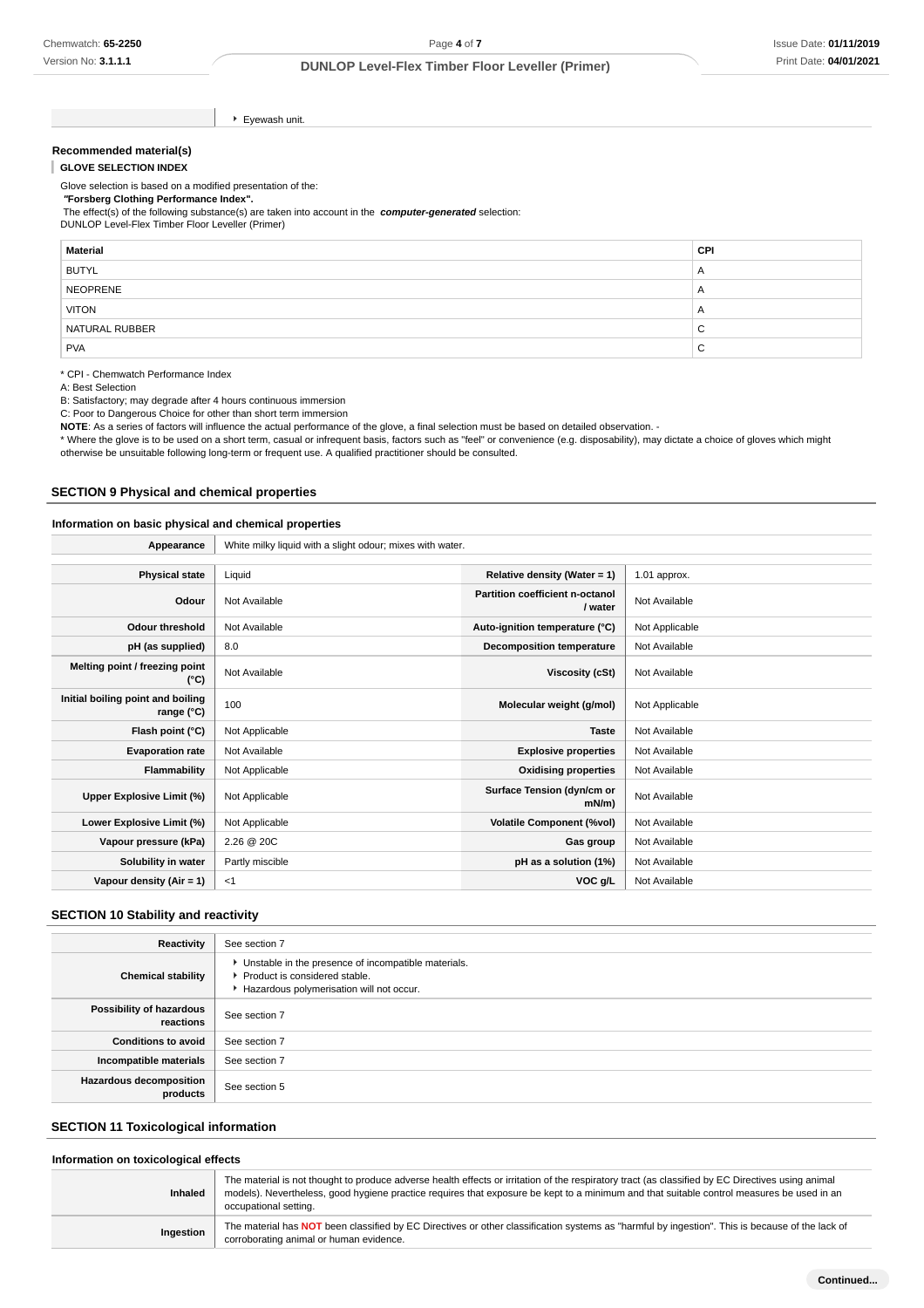|  | Eyewash unit. |
| --- | --- |

**Recommended material(s)**

**GLOVE SELECTION INDEX**

Glove selection is based on a modified presentation of the:

***"Forsberg Clothing Performance Index".***

The effect(s) of the following substance(s) are taken into account in the ***computer-generated*** selection:

DUNLOP Level-Flex Timber Floor Leveller (Primer)

| Material | CPI |
| --- | --- |
| BUTYL | A |
| NEOPRENE | A |
| VITON | A |
| NATURAL RUBBER | C |
| PVA | C |

\* CPI - Chemwatch Performance Index

A: Best Selection

B: Satisfactory; may degrade after 4 hours continuous immersion

C: Poor to Dangerous Choice for other than short term immersion

**NOTE**: As a series of factors will influence the actual performance of the glove, a final selection must be based on detailed observation. -

\* Where the glove is to be used on a short term, casual or infrequent basis, factors such as "feel" or convenience (e.g. disposability), may dictate a choice of gloves which might otherwise be unsuitable following long-term or frequent use. A qualified practitioner should be consulted.

## SECTION 9 Physical and chemical properties

### Information on basic physical and chemical properties

| Appearance | White milky liquid with a slight odour; mixes with water. | | |
| --- | --- | --- | --- |
| **Physical state** | Liquid | **Relative density (Water = 1)** | 1.01 approx. |
| **Odour** | Not Available | **Partition coefficient n-octanol / water** | Not Available |
| **Odour threshold** | Not Available | **Auto-ignition temperature (°C)** | Not Applicable |
| **pH (as supplied)** | 8.0 | **Decomposition temperature** | Not Available |
| **Melting point / freezing point (°C)** | Not Available | **Viscosity (cSt)** | Not Available |
| **Initial boiling point and boiling range (°C)** | 100 | **Molecular weight (g/mol)** | Not Applicable |
| **Flash point (°C)** | Not Applicable | **Taste** | Not Available |
| **Evaporation rate** | Not Available | **Explosive properties** | Not Available |
| **Flammability** | Not Applicable | **Oxidising properties** | Not Available |
| **Upper Explosive Limit (%)** | Not Applicable | **Surface Tension (dyn/cm or mN/m)** | Not Available |
| **Lower Explosive Limit (%)** | Not Applicable | **Volatile Component (%vol)** | Not Available |
| **Vapour pressure (kPa)** | 2.26 @ 20C | **Gas group** | Not Available |
| **Solubility in water** | Partly miscible | **pH as a solution (1%)** | Not Available |
| **Vapour density (Air = 1)** | <1 | **VOC g/L** | Not Available |

## SECTION 10 Stability and reactivity

| Reactivity | See section 7 |
| --- | --- |
| **Chemical stability** | Unstable in the presence of incompatible materials.<br>Product is considered stable.<br>Hazardous polymerisation will not occur. |
| **Possibility of hazardous reactions** | See section 7 |
| **Conditions to avoid** | See section 7 |
| **Incompatible materials** | See section 7 |
| **Hazardous decomposition products** | See section 5 |

## SECTION 11 Toxicological information

### Information on toxicological effects

| Inhaled | The material is not thought to produce adverse health effects or irritation of the respiratory tract (as classified by EC Directives using animal models). Nevertheless, good hygiene practice requires that exposure be kept to a minimum and that suitable control measures be used in an occupational setting. |
| --- | --- |
| **Ingestion** | The material has **NOT** been classified by EC Directives or other classification systems as "harmful by ingestion". This is because of the lack of corroborating animal or human evidence. |

**Continued...**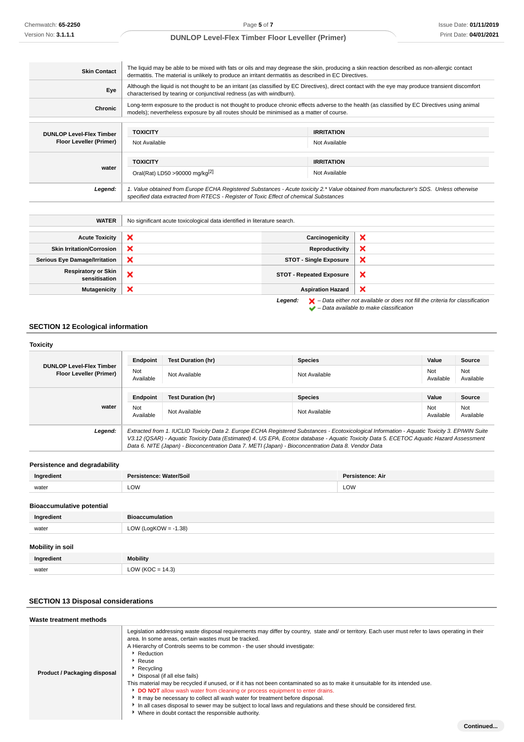| | |
|---|---|
| **Skin Contact** | The liquid may be able to be mixed with fats or oils and may degrease the skin, producing a skin reaction described as non-allergic contact dermatitis. The material is unlikely to produce an irritant dermatitis as described in EC Directives. |
| **Eye** | Although the liquid is not thought to be an irritant (as classified by EC Directives), direct contact with the eye may produce transient discomfort characterised by tearing or conjunctival redness (as with windburn). |
| **Chronic** | Long-term exposure to the product is not thought to produce chronic effects adverse to the health (as classified by EC Directives using animal models); nevertheless exposure by all routes should be minimised as a matter of course. |

| | TOXICITY | IRRITATION |
|---|---|---|
| **DUNLOP Level-Flex Timber Floor Leveller (Primer)** | Not Available | Not Available |
| **water** | **TOXICITY** | **IRRITATION** |
| | Oral(Rat) LD50 >90000 mg/kg[2] | Not Available |
| ***Legend:*** | *1. Value obtained from Europe ECHA Registered Substances - Acute toxicity 2.\* Value obtained from manufacturer's SDS. Unless otherwise specified data extracted from RTECS - Register of Toxic Effect of chemical Substances* | |

| | |
|---|---|
| **WATER** | No significant acute toxicological data identified in literature search. |

| | | | |
|---|---|---|---|
| **Acute Toxicity** | ❌ | **Carcinogenicity** | ❌ |
| **Skin Irritation/Corrosion** | ❌ | **Reproductivity** | ❌ |
| **Serious Eye Damage/Irritation** | ❌ | **STOT - Single Exposure** | ❌ |
| **Respiratory or Skin sensitisation** | ❌ | **STOT - Repeated Exposure** | ❌ |
| **Mutagenicity** | ❌ | **Aspiration Hazard** | ❌ |

***Legend:*** ❌ *– Data either not available or does not fill the criteria for classification*
✔ *– Data available to make classification*

## SECTION 12 Ecological information

### Toxicity

| | Endpoint | Test Duration (hr) | Species | Value | Source |
|---|---|---|---|---|---|
| **DUNLOP Level-Flex Timber Floor Leveller (Primer)** | Not Available | Not Available | Not Available | Not Available | Not Available |
| | **Endpoint** | **Test Duration (hr)** | **Species** | **Value** | **Source** |
| **water** | Not Available | Not Available | Not Available | Not Available | Not Available |
| ***Legend:*** | *Extracted from 1. IUCLID Toxicity Data 2. Europe ECHA Registered Substances - Ecotoxicological Information - Aquatic Toxicity 3. EPIWIN Suite V3.12 (QSAR) - Aquatic Toxicity Data (Estimated) 4. US EPA, Ecotox database - Aquatic Toxicity Data 5. ECETOC Aquatic Hazard Assessment Data 6. NITE (Japan) - Bioconcentration Data 7. METI (Japan) - Bioconcentration Data 8. Vendor Data* | | | | |

### Persistence and degradability

| Ingredient | Persistence: Water/Soil | Persistence: Air |
|---|---|---|
| water | LOW | LOW |

### Bioaccumulative potential

| Ingredient | Bioaccumulation |
|---|---|
| water | LOW (LogKOW = -1.38) |

### Mobility in soil

| Ingredient | Mobility |
|---|---|
| water | LOW (KOC = 14.3) |

## SECTION 13 Disposal considerations

### Waste treatment methods

| | |
|---|---|
| **Product / Packaging disposal** | Legislation addressing waste disposal requirements may differ by country, state and/ or territory. Each user must refer to laws operating in their area. In some areas, certain wastes must be tracked.<br>A Hierarchy of Controls seems to be common - the user should investigate:<br>▸ Reduction<br>▸ Reuse<br>▸ Recycling<br>▸ Disposal (if all else fails)<br>This material may be recycled if unused, or if it has not been contaminated so as to make it unsuitable for its intended use.<br>▸ **DO NOT** allow wash water from cleaning or process equipment to enter drains.<br>▸ It may be necessary to collect all wash water for treatment before disposal.<br>▸ In all cases disposal to sewer may be subject to local laws and regulations and these should be considered first.<br>▸ Where in doubt contact the responsible authority. |

**Continued...**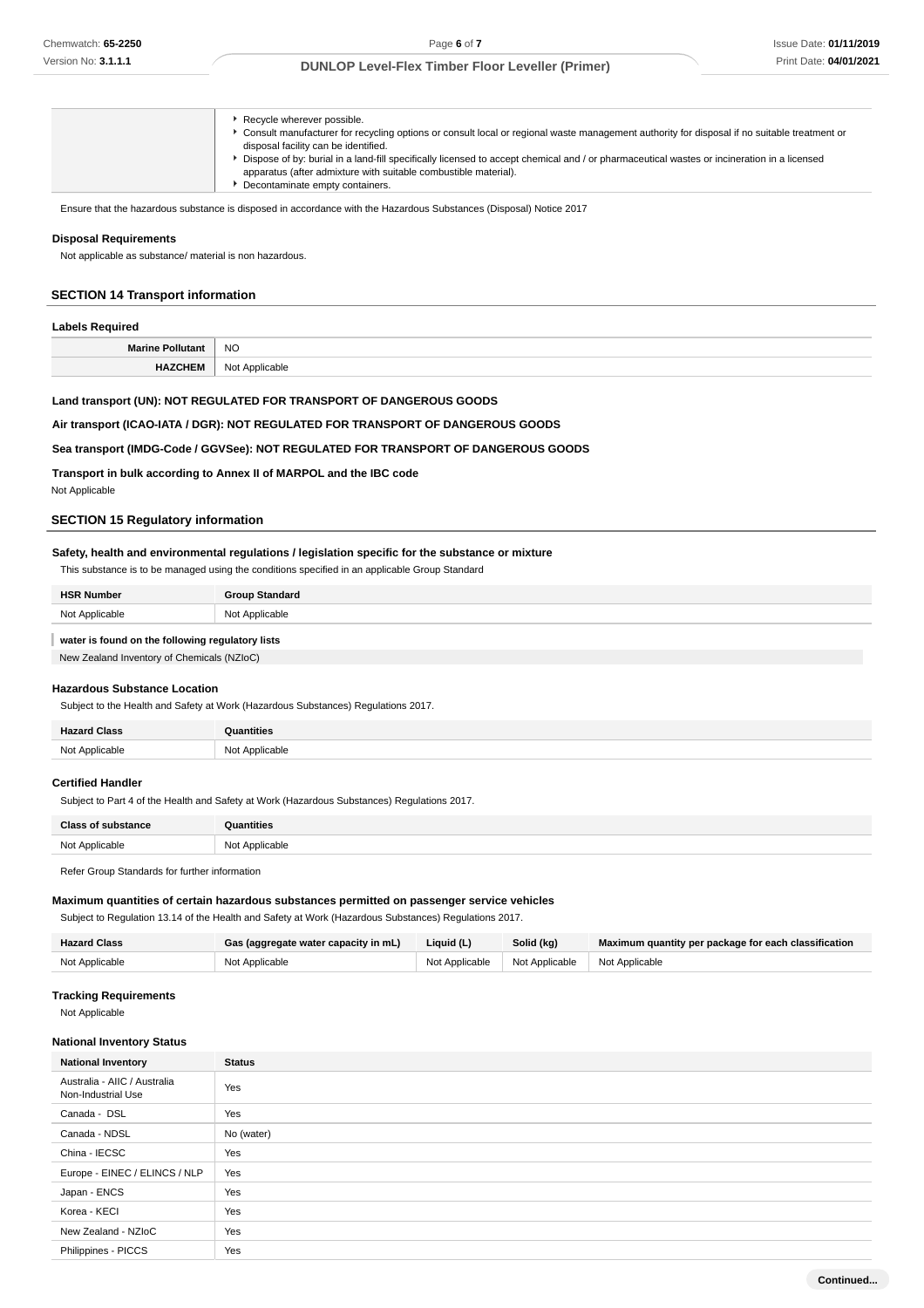| | - Recycle wherever possible.<br>- Consult manufacturer for recycling options or consult local or regional waste management authority for disposal if no suitable treatment or disposal facility can be identified.<br>- Dispose of by: burial in a land-fill specifically licensed to accept chemical and / or pharmaceutical wastes or incineration in a licensed apparatus (after admixture with suitable combustible material).<br>- Decontaminate empty containers. |
|---|---|

Ensure that the hazardous substance is disposed in accordance with the Hazardous Substances (Disposal) Notice 2017

### Disposal Requirements

Not applicable as substance/ material is non hazardous.

## SECTION 14 Transport information

### Labels Required

| Marine Pollutant | NO |
|---|---|
| HAZCHEM | Not Applicable |

**Land transport (UN): NOT REGULATED FOR TRANSPORT OF DANGEROUS GOODS**

**Air transport (ICAO-IATA / DGR): NOT REGULATED FOR TRANSPORT OF DANGEROUS GOODS**

**Sea transport (IMDG-Code / GGVSee): NOT REGULATED FOR TRANSPORT OF DANGEROUS GOODS**

**Transport in bulk according to Annex II of MARPOL and the IBC code**

Not Applicable

## SECTION 15 Regulatory information

### Safety, health and environmental regulations / legislation specific for the substance or mixture

This substance is to be managed using the conditions specified in an applicable Group Standard

| HSR Number | Group Standard |
|---|---|
| Not Applicable | Not Applicable |

**water is found on the following regulatory lists**

New Zealand Inventory of Chemicals (NZIoC)

### Hazardous Substance Location

Subject to the Health and Safety at Work (Hazardous Substances) Regulations 2017.

| Hazard Class | Quantities |
|---|---|
| Not Applicable | Not Applicable |

### Certified Handler

Subject to Part 4 of the Health and Safety at Work (Hazardous Substances) Regulations 2017.

| Class of substance | Quantities |
|---|---|
| Not Applicable | Not Applicable |

Refer Group Standards for further information

### Maximum quantities of certain hazardous substances permitted on passenger service vehicles

Subject to Regulation 13.14 of the Health and Safety at Work (Hazardous Substances) Regulations 2017.

| Hazard Class | Gas (aggregate water capacity in mL) | Liquid (L) | Solid (kg) | Maximum quantity per package for each classification |
|---|---|---|---|---|
| Not Applicable | Not Applicable | Not Applicable | Not Applicable | Not Applicable |

### Tracking Requirements

Not Applicable

### National Inventory Status

| National Inventory | Status |
|---|---|
| Australia - AIIC / Australia Non-Industrial Use | Yes |
| Canada - DSL | Yes |
| Canada - NDSL | No (water) |
| China - IECSC | Yes |
| Europe - EINEC / ELINCS / NLP | Yes |
| Japan - ENCS | Yes |
| Korea - KECI | Yes |
| New Zealand - NZIoC | Yes |
| Philippines - PICCS | Yes |

**Continued...**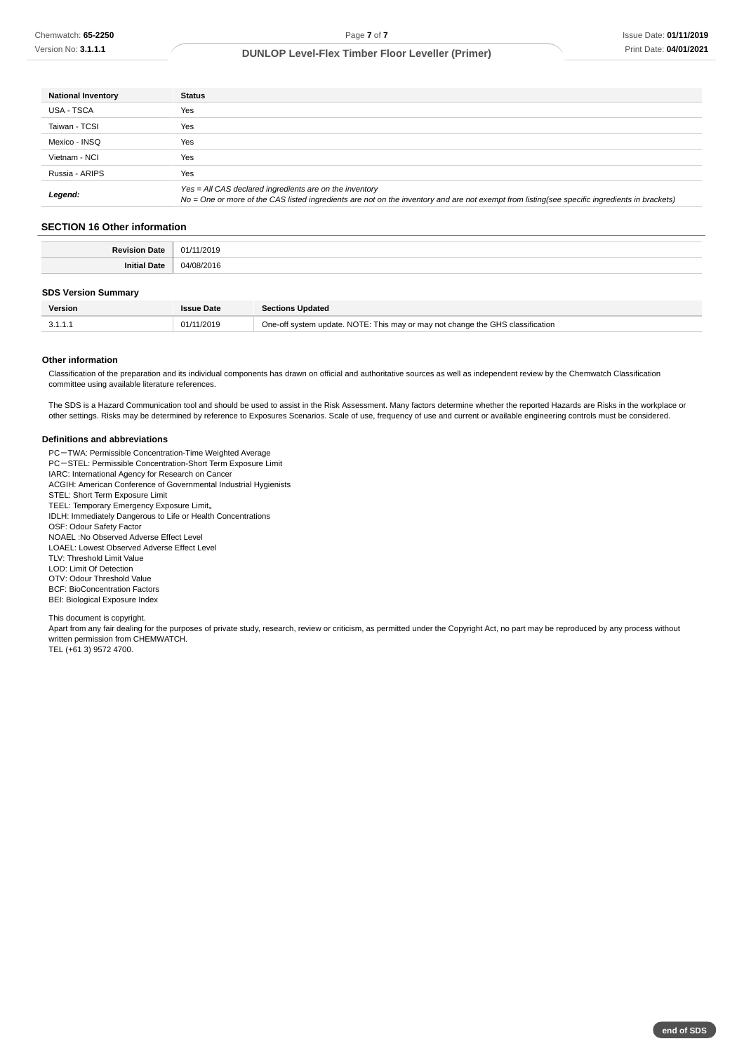| National Inventory | Status |
|---|---|
| USA - TSCA | Yes |
| Taiwan - TCSI | Yes |
| Mexico - INSQ | Yes |
| Vietnam - NCI | Yes |
| Russia - ARIPS | Yes |
| ***Legend:*** | *Yes = All CAS declared ingredients are on the inventory*<br>*No = One or more of the CAS listed ingredients are not on the inventory and are not exempt from listing(see specific ingredients in brackets)* |

## SECTION 16 Other information

| | |
|---|---|
| **Revision Date** | 01/11/2019 |
| **Initial Date** | 04/08/2016 |

### SDS Version Summary

| Version | Issue Date | Sections Updated |
|---|---|---|
| 3.1.1.1 | 01/11/2019 | One-off system update. NOTE: This may or may not change the GHS classification |

### Other information

Classification of the preparation and its individual components has drawn on official and authoritative sources as well as independent review by the Chemwatch Classification committee using available literature references.

The SDS is a Hazard Communication tool and should be used to assist in the Risk Assessment. Many factors determine whether the reported Hazards are Risks in the workplace or other settings. Risks may be determined by reference to Exposures Scenarios. Scale of use, frequency of use and current or available engineering controls must be considered.

### Definitions and abbreviations

PC－TWA: Permissible Concentration-Time Weighted Average
PC－STEL: Permissible Concentration-Short Term Exposure Limit
IARC: International Agency for Research on Cancer
ACGIH: American Conference of Governmental Industrial Hygienists
STEL: Short Term Exposure Limit
TEEL: Temporary Emergency Exposure Limit。
IDLH: Immediately Dangerous to Life or Health Concentrations
OSF: Odour Safety Factor
NOAEL :No Observed Adverse Effect Level
LOAEL: Lowest Observed Adverse Effect Level
TLV: Threshold Limit Value
LOD: Limit Of Detection
OTV: Odour Threshold Value
BCF: BioConcentration Factors
BEI: Biological Exposure Index

This document is copyright.
Apart from any fair dealing for the purposes of private study, research, review or criticism, as permitted under the Copyright Act, no part may be reproduced by any process without written permission from CHEMWATCH.
TEL (+61 3) 9572 4700.

**end of SDS**